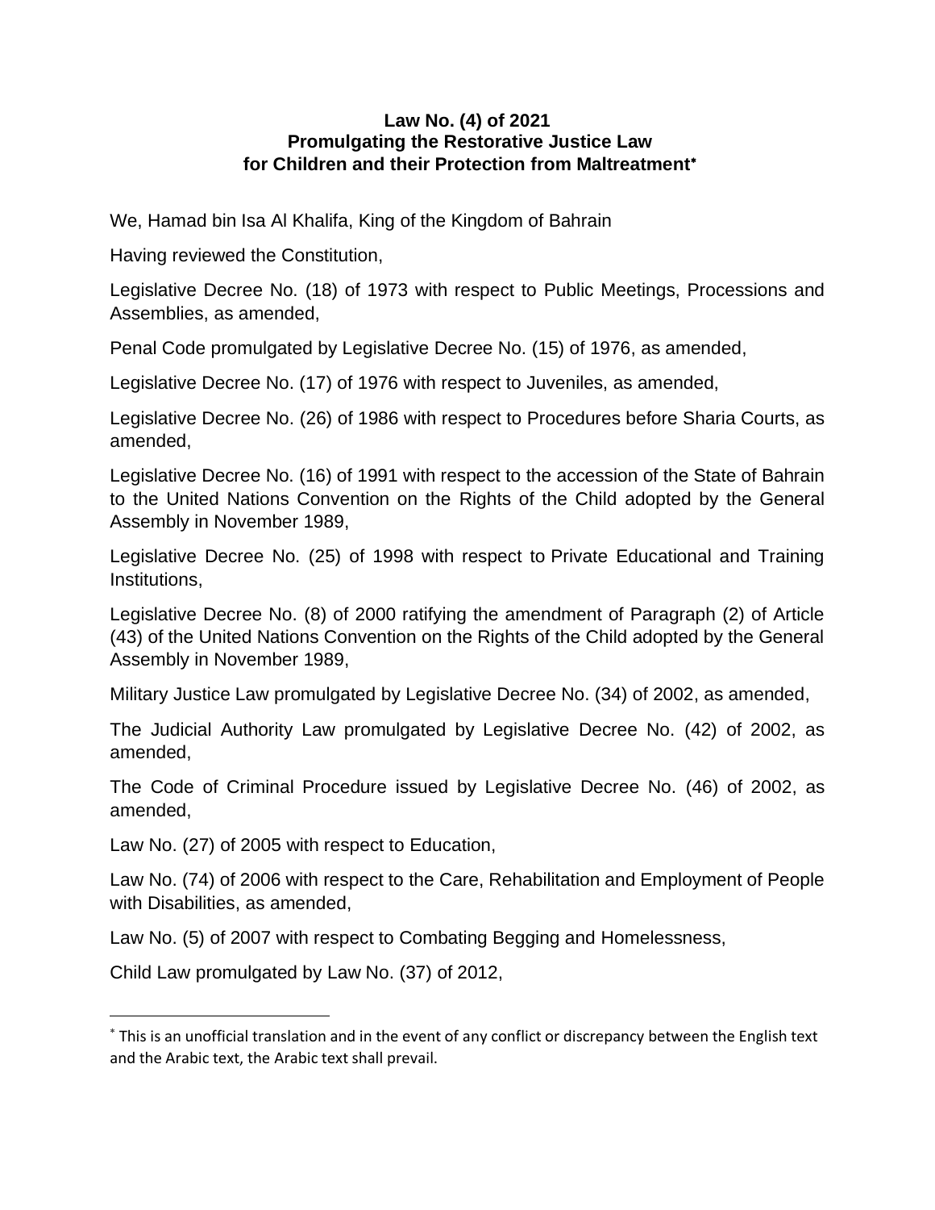# Law No. (4) of 2021
## Promulgating the Restorative Justice Law for Children and their Protection from Maltreatment[*]

We, Hamad bin Isa Al Khalifa, King of the Kingdom of Bahrain

Having reviewed the Constitution,

Legislative Decree No. (18) of 1973 with respect to Public Meetings, Processions and Assemblies, as amended,

Penal Code promulgated by Legislative Decree No. (15) of 1976, as amended,

Legislative Decree No. (17) of 1976 with respect to Juveniles, as amended,

Legislative Decree No. (26) of 1986 with respect to Procedures before Sharia Courts, as amended,

Legislative Decree No. (16) of 1991 with respect to the accession of the State of Bahrain to the United Nations Convention on the Rights of the Child adopted by the General Assembly in November 1989,

Legislative Decree No. (25) of 1998 with respect to Private Educational and Training Institutions,

Legislative Decree No. (8) of 2000 ratifying the amendment of Paragraph (2) of Article (43) of the United Nations Convention on the Rights of the Child adopted by the General Assembly in November 1989,

Military Justice Law promulgated by Legislative Decree No. (34) of 2002, as amended,

The Judicial Authority Law promulgated by Legislative Decree No. (42) of 2002, as amended,

The Code of Criminal Procedure issued by Legislative Decree No. (46) of 2002, as amended,

Law No. (27) of 2005 with respect to Education,

Law No. (74) of 2006 with respect to the Care, Rehabilitation and Employment of People with Disabilities, as amended,

Law No. (5) of 2007 with respect to Combating Begging and Homelessness,

Child Law promulgated by Law No. (37) of 2012,

---

[*] This is an unofficial translation and in the event of any conflict or discrepancy between the English text and the Arabic text, the Arabic text shall prevail.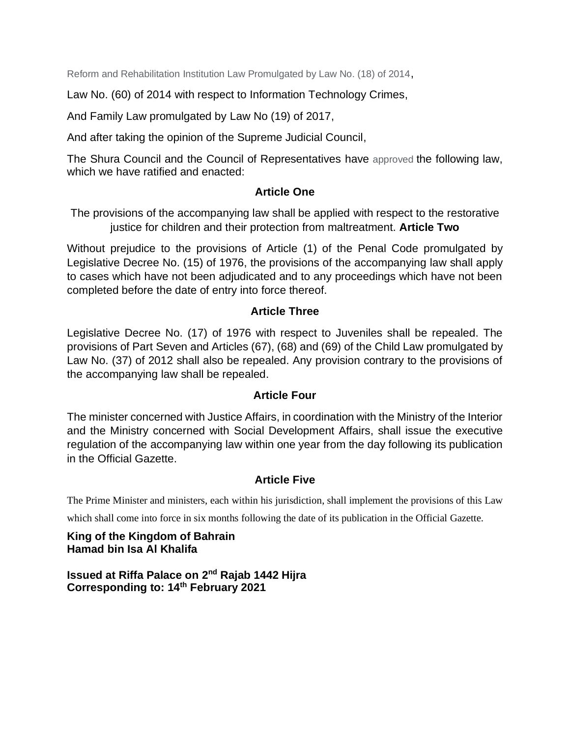Reform and Rehabilitation Institution Law Promulgated by Law No. (18) of 2014,

Law No. (60) of 2014 with respect to Information Technology Crimes,

And Family Law promulgated by Law No (19) of 2017,

And after taking the opinion of the Supreme Judicial Council,

The Shura Council and the Council of Representatives have approved the following law, which we have ratified and enacted:

**Article One**

The provisions of the accompanying law shall be applied with respect to the restorative justice for children and their protection from maltreatment.

**Article Two**

Without prejudice to the provisions of Article (1) of the Penal Code promulgated by Legislative Decree No. (15) of 1976, the provisions of the accompanying law shall apply to cases which have not been adjudicated and to any proceedings which have not been completed before the date of entry into force thereof.

**Article Three**

Legislative Decree No. (17) of 1976 with respect to Juveniles shall be repealed. The provisions of Part Seven and Articles (67), (68) and (69) of the Child Law promulgated by Law No. (37) of 2012 shall also be repealed. Any provision contrary to the provisions of the accompanying law shall be repealed.

**Article Four**

The minister concerned with Justice Affairs, in coordination with the Ministry of the Interior and the Ministry concerned with Social Development Affairs, shall issue the executive regulation of the accompanying law within one year from the day following its publication in the Official Gazette.

**Article Five**

The Prime Minister and ministers, each within his jurisdiction, shall implement the provisions of this Law which shall come into force in six months following the date of its publication in the Official Gazette.

**King of the Kingdom of Bahrain**
**Hamad bin Isa Al Khalifa**

**Issued at Riffa Palace on 2nd Rajab 1442 Hijra**
**Corresponding to: 14th February 2021**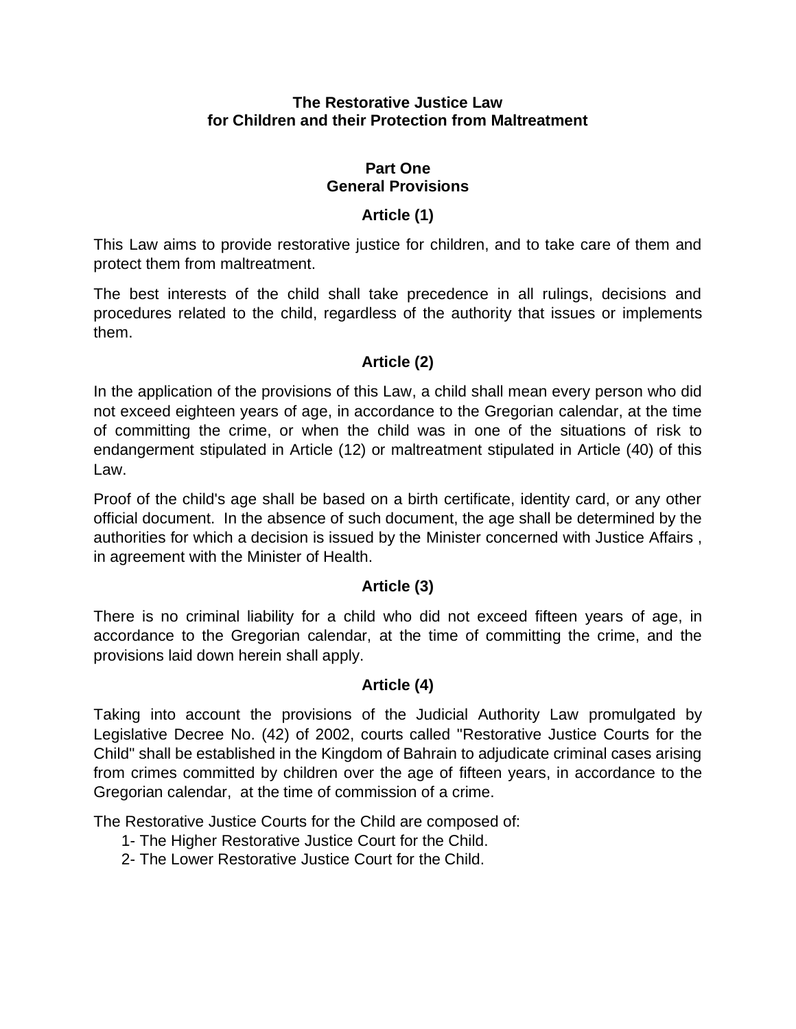# The Restorative Justice Law for Children and their Protection from Maltreatment

## Part One
## General Provisions

### Article (1)

This Law aims to provide restorative justice for children, and to take care of them and protect them from maltreatment.

The best interests of the child shall take precedence in all rulings, decisions and procedures related to the child, regardless of the authority that issues or implements them.

### Article (2)

In the application of the provisions of this Law, a child shall mean every person who did not exceed eighteen years of age, in accordance to the Gregorian calendar, at the time of committing the crime, or when the child was in one of the situations of risk to endangerment stipulated in Article (12) or maltreatment stipulated in Article (40) of this Law.

Proof of the child's age shall be based on a birth certificate, identity card, or any other official document. In the absence of such document, the age shall be determined by the authorities for which a decision is issued by the Minister concerned with Justice Affairs , in agreement with the Minister of Health.

### Article (3)

There is no criminal liability for a child who did not exceed fifteen years of age, in accordance to the Gregorian calendar, at the time of committing the crime, and the provisions laid down herein shall apply.

### Article (4)

Taking into account the provisions of the Judicial Authority Law promulgated by Legislative Decree No. (42) of 2002, courts called "Restorative Justice Courts for the Child" shall be established in the Kingdom of Bahrain to adjudicate criminal cases arising from crimes committed by children over the age of fifteen years, in accordance to the Gregorian calendar, at the time of commission of a crime.

The Restorative Justice Courts for the Child are composed of:

1- The Higher Restorative Justice Court for the Child.
2- The Lower Restorative Justice Court for the Child.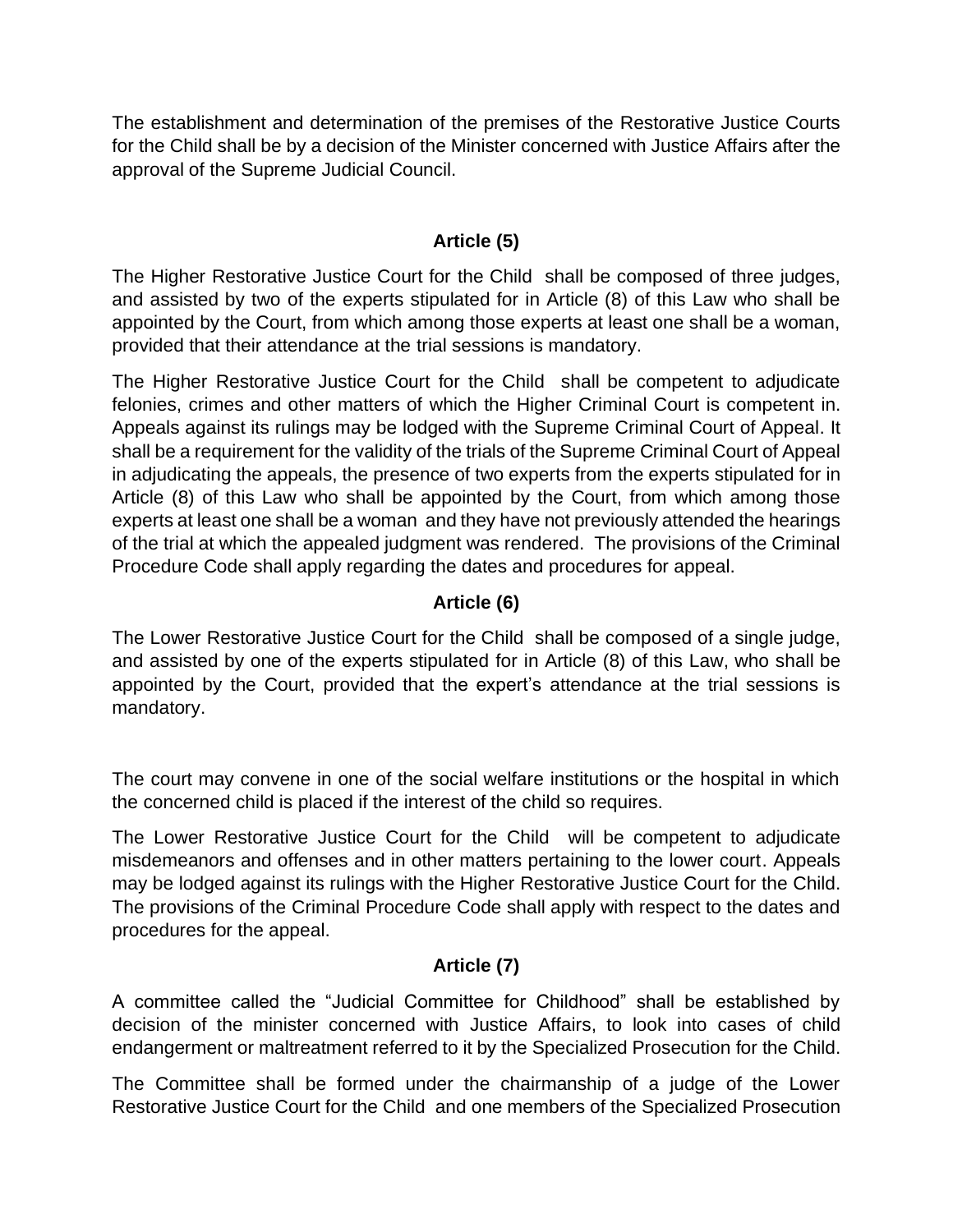The establishment and determination of the premises of the Restorative Justice Courts for the Child shall be by a decision of the Minister concerned with Justice Affairs after the approval of the Supreme Judicial Council.

### Article (5)

The Higher Restorative Justice Court for the Child shall be composed of three judges, and assisted by two of the experts stipulated for in Article (8) of this Law who shall be appointed by the Court, from which among those experts at least one shall be a woman, provided that their attendance at the trial sessions is mandatory.

The Higher Restorative Justice Court for the Child shall be competent to adjudicate felonies, crimes and other matters of which the Higher Criminal Court is competent in. Appeals against its rulings may be lodged with the Supreme Criminal Court of Appeal. It shall be a requirement for the validity of the trials of the Supreme Criminal Court of Appeal in adjudicating the appeals, the presence of two experts from the experts stipulated for in Article (8) of this Law who shall be appointed by the Court, from which among those experts at least one shall be a woman and they have not previously attended the hearings of the trial at which the appealed judgment was rendered. The provisions of the Criminal Procedure Code shall apply regarding the dates and procedures for appeal.

### Article (6)

The Lower Restorative Justice Court for the Child shall be composed of a single judge, and assisted by one of the experts stipulated for in Article (8) of this Law, who shall be appointed by the Court, provided that the expert's attendance at the trial sessions is mandatory.

The court may convene in one of the social welfare institutions or the hospital in which the concerned child is placed if the interest of the child so requires.

The Lower Restorative Justice Court for the Child will be competent to adjudicate misdemeanors and offenses and in other matters pertaining to the lower court. Appeals may be lodged against its rulings with the Higher Restorative Justice Court for the Child. The provisions of the Criminal Procedure Code shall apply with respect to the dates and procedures for the appeal.

### Article (7)

A committee called the "Judicial Committee for Childhood" shall be established by decision of the minister concerned with Justice Affairs, to look into cases of child endangerment or maltreatment referred to it by the Specialized Prosecution for the Child.

The Committee shall be formed under the chairmanship of a judge of the Lower Restorative Justice Court for the Child and one members of the Specialized Prosecution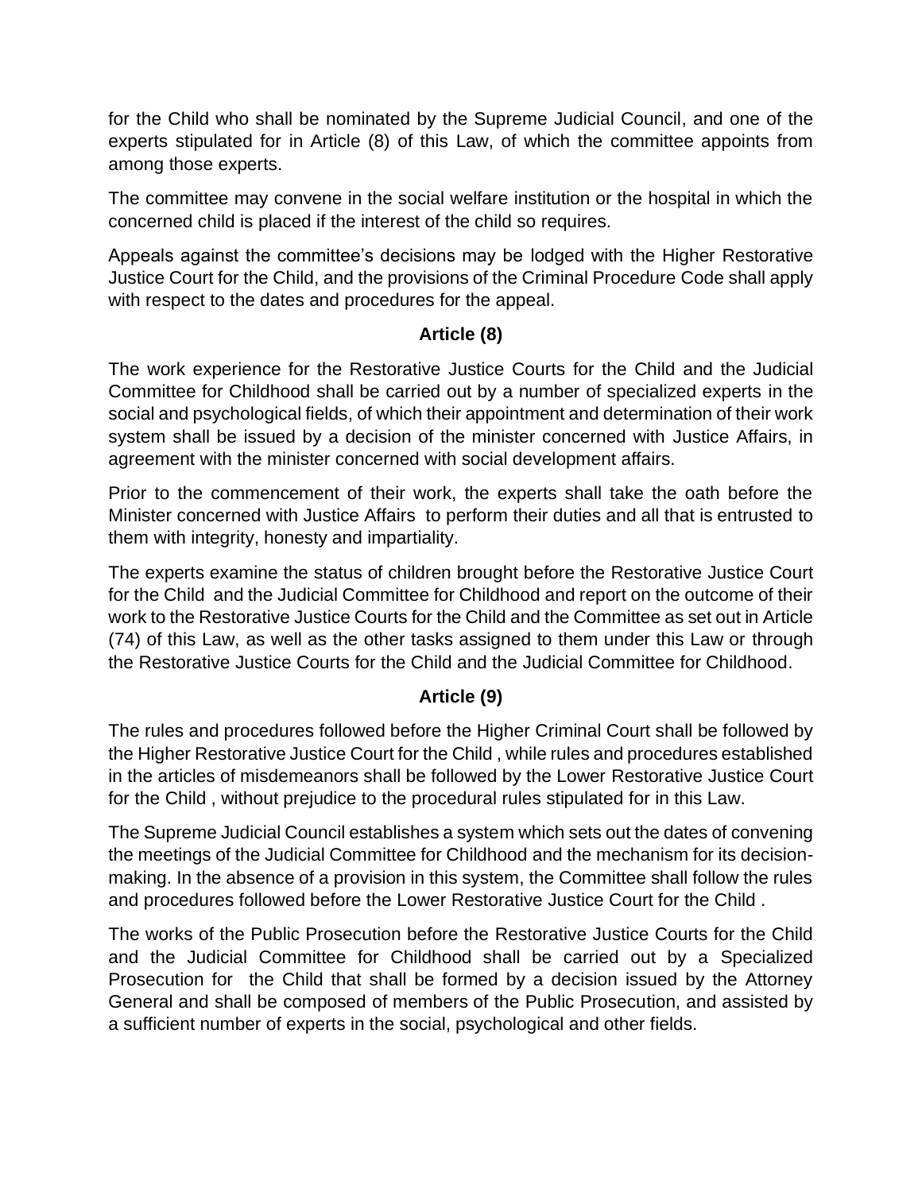for the Child who shall be nominated by the Supreme Judicial Council, and one of the experts stipulated for in Article (8) of this Law, of which the committee appoints from among those experts.

The committee may convene in the social welfare institution or the hospital in which the concerned child is placed if the interest of the child so requires.

Appeals against the committee's decisions may be lodged with the Higher Restorative Justice Court for the Child, and the provisions of the Criminal Procedure Code shall apply with respect to the dates and procedures for the appeal.

### Article (8)

The work experience for the Restorative Justice Courts for the Child and the Judicial Committee for Childhood shall be carried out by a number of specialized experts in the social and psychological fields, of which their appointment and determination of their work system shall be issued by a decision of the minister concerned with Justice Affairs, in agreement with the minister concerned with social development affairs.

Prior to the commencement of their work, the experts shall take the oath before the Minister concerned with Justice Affairs to perform their duties and all that is entrusted to them with integrity, honesty and impartiality.

The experts examine the status of children brought before the Restorative Justice Court for the Child and the Judicial Committee for Childhood and report on the outcome of their work to the Restorative Justice Courts for the Child and the Committee as set out in Article (74) of this Law, as well as the other tasks assigned to them under this Law or through the Restorative Justice Courts for the Child and the Judicial Committee for Childhood.

### Article (9)

The rules and procedures followed before the Higher Criminal Court shall be followed by the Higher Restorative Justice Court for the Child , while rules and procedures established in the articles of misdemeanors shall be followed by the Lower Restorative Justice Court for the Child , without prejudice to the procedural rules stipulated for in this Law.

The Supreme Judicial Council establishes a system which sets out the dates of convening the meetings of the Judicial Committee for Childhood and the mechanism for its decision-making. In the absence of a provision in this system, the Committee shall follow the rules and procedures followed before the Lower Restorative Justice Court for the Child .

The works of the Public Prosecution before the Restorative Justice Courts for the Child and the Judicial Committee for Childhood shall be carried out by a Specialized Prosecution for the Child that shall be formed by a decision issued by the Attorney General and shall be composed of members of the Public Prosecution, and assisted by a sufficient number of experts in the social, psychological and other fields.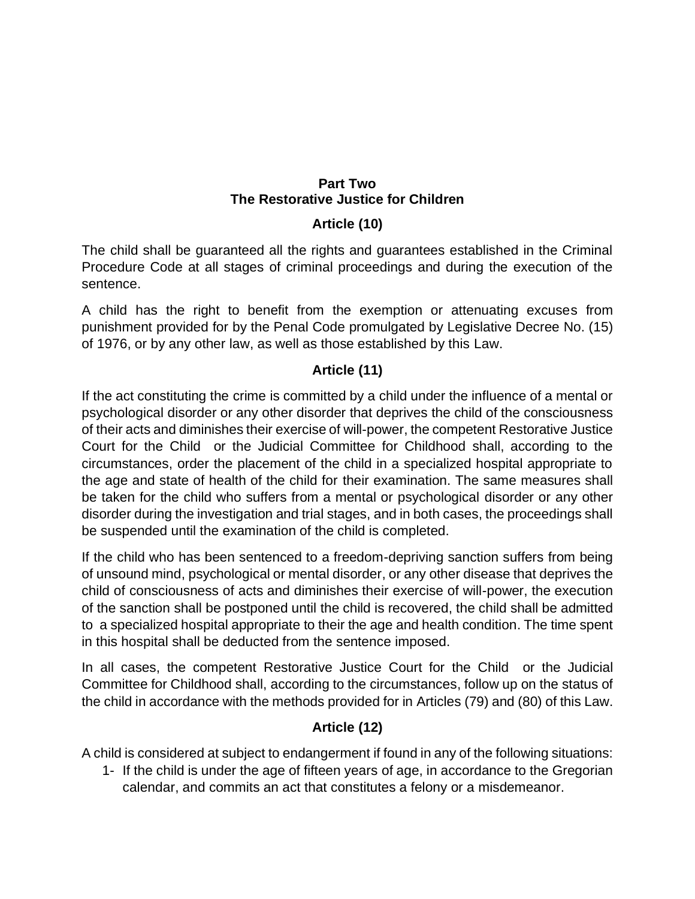## Part Two
## The Restorative Justice for Children

### Article (10)

The child shall be guaranteed all the rights and guarantees established in the Criminal Procedure Code at all stages of criminal proceedings and during the execution of the sentence.

A child has the right to benefit from the exemption or attenuating excuses from punishment provided for by the Penal Code promulgated by Legislative Decree No. (15) of 1976, or by any other law, as well as those established by this Law.

### Article (11)

If the act constituting the crime is committed by a child under the influence of a mental or psychological disorder or any other disorder that deprives the child of the consciousness of their acts and diminishes their exercise of will-power, the competent Restorative Justice Court for the Child or the Judicial Committee for Childhood shall, according to the circumstances, order the placement of the child in a specialized hospital appropriate to the age and state of health of the child for their examination. The same measures shall be taken for the child who suffers from a mental or psychological disorder or any other disorder during the investigation and trial stages, and in both cases, the proceedings shall be suspended until the examination of the child is completed.

If the child who has been sentenced to a freedom-depriving sanction suffers from being of unsound mind, psychological or mental disorder, or any other disease that deprives the child of consciousness of acts and diminishes their exercise of will-power, the execution of the sanction shall be postponed until the child is recovered, the child shall be admitted to a specialized hospital appropriate to their the age and health condition. The time spent in this hospital shall be deducted from the sentence imposed.

In all cases, the competent Restorative Justice Court for the Child or the Judicial Committee for Childhood shall, according to the circumstances, follow up on the status of the child in accordance with the methods provided for in Articles (79) and (80) of this Law.

### Article (12)

A child is considered at subject to endangerment if found in any of the following situations:

1- If the child is under the age of fifteen years of age, in accordance to the Gregorian calendar, and commits an act that constitutes a felony or a misdemeanor.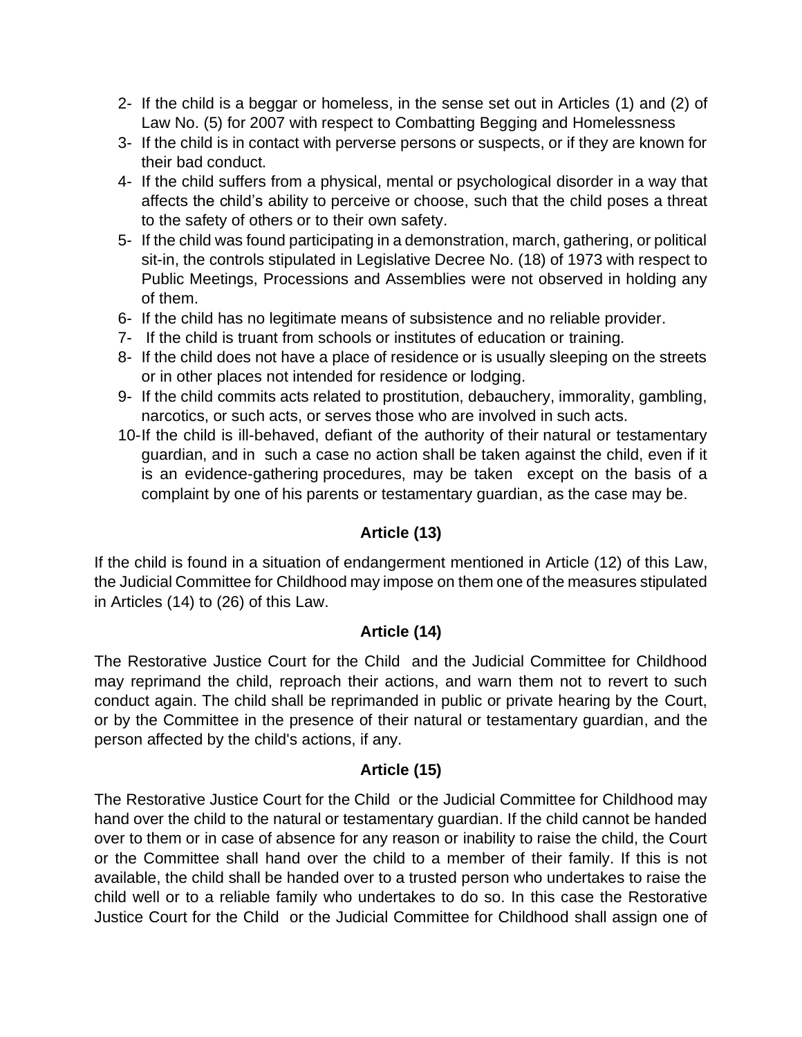2- If the child is a beggar or homeless, in the sense set out in Articles (1) and (2) of Law No. (5) for 2007 with respect to Combatting Begging and Homelessness
3- If the child is in contact with perverse persons or suspects, or if they are known for their bad conduct.
4- If the child suffers from a physical, mental or psychological disorder in a way that affects the child's ability to perceive or choose, such that the child poses a threat to the safety of others or to their own safety.
5- If the child was found participating in a demonstration, march, gathering, or political sit-in, the controls stipulated in Legislative Decree No. (18) of 1973 with respect to Public Meetings, Processions and Assemblies were not observed in holding any of them.
6- If the child has no legitimate means of subsistence and no reliable provider.
7- If the child is truant from schools or institutes of education or training.
8- If the child does not have a place of residence or is usually sleeping on the streets or in other places not intended for residence or lodging.
9- If the child commits acts related to prostitution, debauchery, immorality, gambling, narcotics, or such acts, or serves those who are involved in such acts.
10- If the child is ill-behaved, defiant of the authority of their natural or testamentary guardian, and in such a case no action shall be taken against the child, even if it is an evidence-gathering procedures, may be taken except on the basis of a complaint by one of his parents or testamentary guardian, as the case may be.

### Article (13)

If the child is found in a situation of endangerment mentioned in Article (12) of this Law, the Judicial Committee for Childhood may impose on them one of the measures stipulated in Articles (14) to (26) of this Law.

### Article (14)

The Restorative Justice Court for the Child and the Judicial Committee for Childhood may reprimand the child, reproach their actions, and warn them not to revert to such conduct again. The child shall be reprimanded in public or private hearing by the Court, or by the Committee in the presence of their natural or testamentary guardian, and the person affected by the child's actions, if any.

### Article (15)

The Restorative Justice Court for the Child or the Judicial Committee for Childhood may hand over the child to the natural or testamentary guardian. If the child cannot be handed over to them or in case of absence for any reason or inability to raise the child, the Court or the Committee shall hand over the child to a member of their family. If this is not available, the child shall be handed over to a trusted person who undertakes to raise the child well or to a reliable family who undertakes to do so. In this case the Restorative Justice Court for the Child or the Judicial Committee for Childhood shall assign one of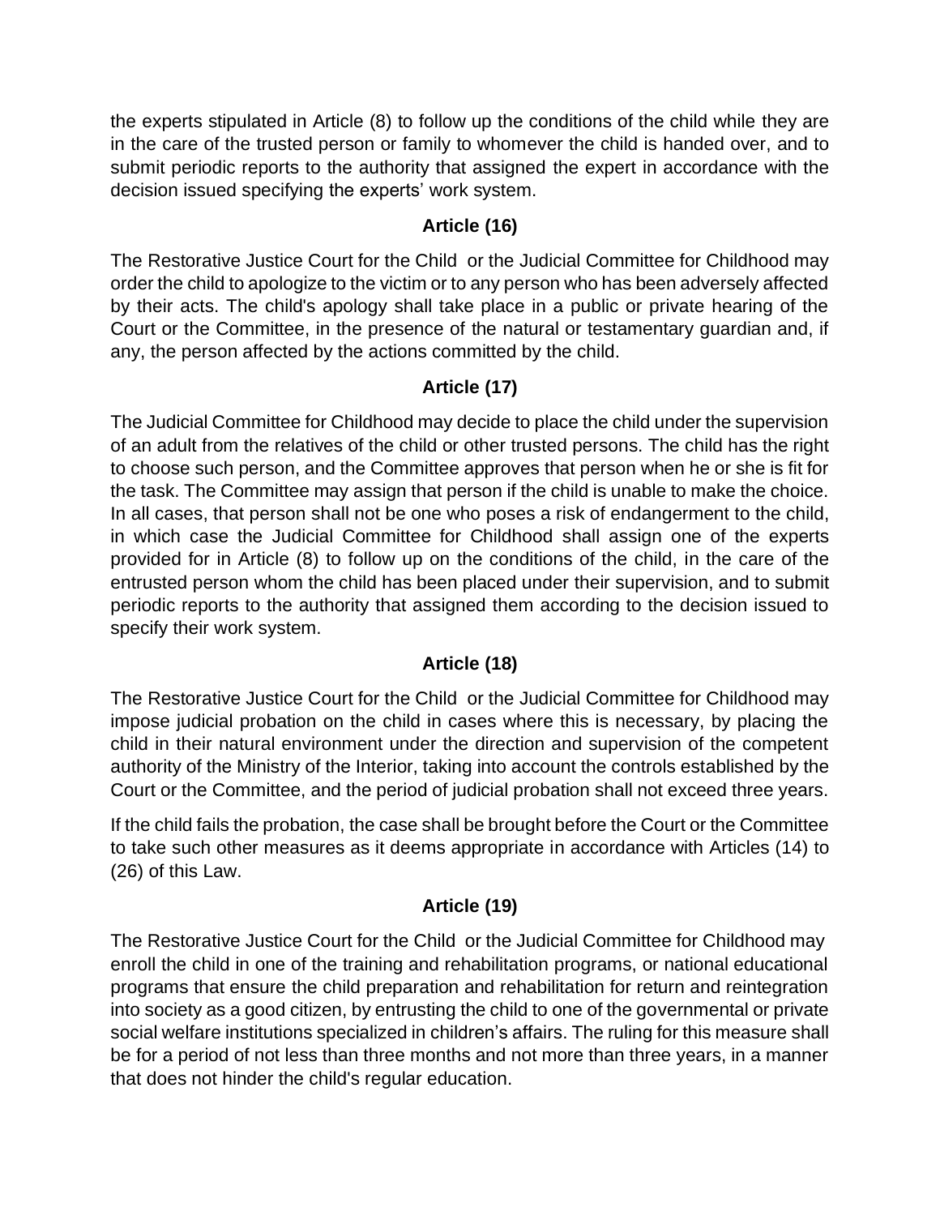the experts stipulated in Article (8) to follow up the conditions of the child while they are in the care of the trusted person or family to whomever the child is handed over, and to submit periodic reports to the authority that assigned the expert in accordance with the decision issued specifying the experts' work system.

### Article (16)

The Restorative Justice Court for the Child or the Judicial Committee for Childhood may order the child to apologize to the victim or to any person who has been adversely affected by their acts. The child's apology shall take place in a public or private hearing of the Court or the Committee, in the presence of the natural or testamentary guardian and, if any, the person affected by the actions committed by the child.

### Article (17)

The Judicial Committee for Childhood may decide to place the child under the supervision of an adult from the relatives of the child or other trusted persons. The child has the right to choose such person, and the Committee approves that person when he or she is fit for the task. The Committee may assign that person if the child is unable to make the choice. In all cases, that person shall not be one who poses a risk of endangerment to the child, in which case the Judicial Committee for Childhood shall assign one of the experts provided for in Article (8) to follow up on the conditions of the child, in the care of the entrusted person whom the child has been placed under their supervision, and to submit periodic reports to the authority that assigned them according to the decision issued to specify their work system.

### Article (18)

The Restorative Justice Court for the Child or the Judicial Committee for Childhood may impose judicial probation on the child in cases where this is necessary, by placing the child in their natural environment under the direction and supervision of the competent authority of the Ministry of the Interior, taking into account the controls established by the Court or the Committee, and the period of judicial probation shall not exceed three years.

If the child fails the probation, the case shall be brought before the Court or the Committee to take such other measures as it deems appropriate in accordance with Articles (14) to (26) of this Law.

### Article (19)

The Restorative Justice Court for the Child or the Judicial Committee for Childhood may enroll the child in one of the training and rehabilitation programs, or national educational programs that ensure the child preparation and rehabilitation for return and reintegration into society as a good citizen, by entrusting the child to one of the governmental or private social welfare institutions specialized in children's affairs. The ruling for this measure shall be for a period of not less than three months and not more than three years, in a manner that does not hinder the child's regular education.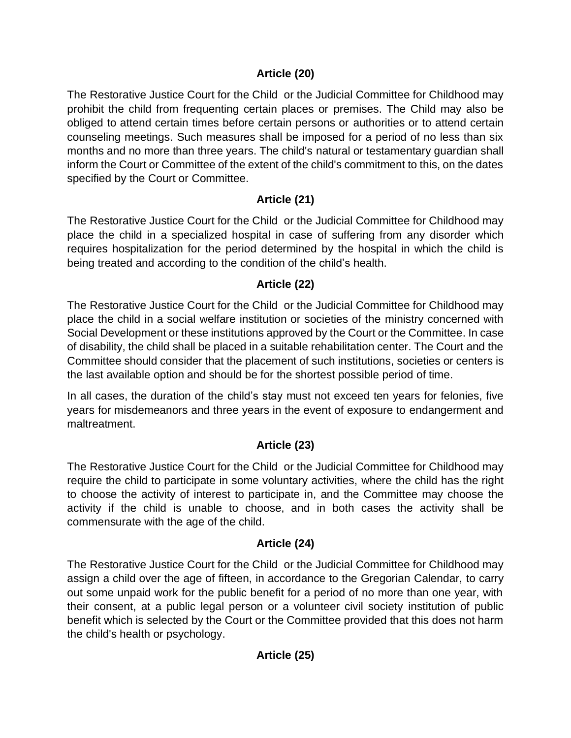### Article (20)

The Restorative Justice Court for the Child or the Judicial Committee for Childhood may prohibit the child from frequenting certain places or premises. The Child may also be obliged to attend certain times before certain persons or authorities or to attend certain counseling meetings. Such measures shall be imposed for a period of no less than six months and no more than three years. The child's natural or testamentary guardian shall inform the Court or Committee of the extent of the child's commitment to this, on the dates specified by the Court or Committee.

### Article (21)

The Restorative Justice Court for the Child or the Judicial Committee for Childhood may place the child in a specialized hospital in case of suffering from any disorder which requires hospitalization for the period determined by the hospital in which the child is being treated and according to the condition of the child's health.

### Article (22)

The Restorative Justice Court for the Child or the Judicial Committee for Childhood may place the child in a social welfare institution or societies of the ministry concerned with Social Development or these institutions approved by the Court or the Committee. In case of disability, the child shall be placed in a suitable rehabilitation center. The Court and the Committee should consider that the placement of such institutions, societies or centers is the last available option and should be for the shortest possible period of time.

In all cases, the duration of the child's stay must not exceed ten years for felonies, five years for misdemeanors and three years in the event of exposure to endangerment and maltreatment.

### Article (23)

The Restorative Justice Court for the Child or the Judicial Committee for Childhood may require the child to participate in some voluntary activities, where the child has the right to choose the activity of interest to participate in, and the Committee may choose the activity if the child is unable to choose, and in both cases the activity shall be commensurate with the age of the child.

### Article (24)

The Restorative Justice Court for the Child or the Judicial Committee for Childhood may assign a child over the age of fifteen, in accordance to the Gregorian Calendar, to carry out some unpaid work for the public benefit for a period of no more than one year, with their consent, at a public legal person or a volunteer civil society institution of public benefit which is selected by the Court or the Committee provided that this does not harm the child's health or psychology.

### Article (25)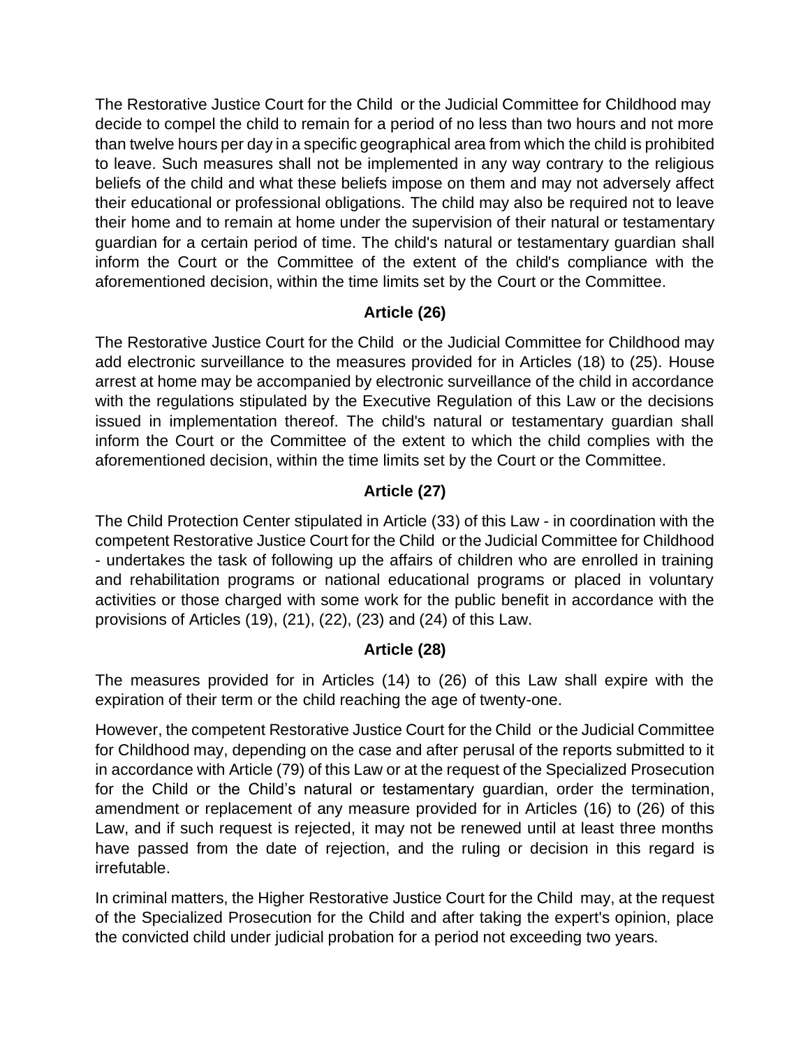The Restorative Justice Court for the Child or the Judicial Committee for Childhood may decide to compel the child to remain for a period of no less than two hours and not more than twelve hours per day in a specific geographical area from which the child is prohibited to leave. Such measures shall not be implemented in any way contrary to the religious beliefs of the child and what these beliefs impose on them and may not adversely affect their educational or professional obligations. The child may also be required not to leave their home and to remain at home under the supervision of their natural or testamentary guardian for a certain period of time. The child's natural or testamentary guardian shall inform the Court or the Committee of the extent of the child's compliance with the aforementioned decision, within the time limits set by the Court or the Committee.

### Article (26)

The Restorative Justice Court for the Child or the Judicial Committee for Childhood may add electronic surveillance to the measures provided for in Articles (18) to (25). House arrest at home may be accompanied by electronic surveillance of the child in accordance with the regulations stipulated by the Executive Regulation of this Law or the decisions issued in implementation thereof. The child's natural or testamentary guardian shall inform the Court or the Committee of the extent to which the child complies with the aforementioned decision, within the time limits set by the Court or the Committee.

### Article (27)

The Child Protection Center stipulated in Article (33) of this Law - in coordination with the competent Restorative Justice Court for the Child or the Judicial Committee for Childhood - undertakes the task of following up the affairs of children who are enrolled in training and rehabilitation programs or national educational programs or placed in voluntary activities or those charged with some work for the public benefit in accordance with the provisions of Articles (19), (21), (22), (23) and (24) of this Law.

### Article (28)

The measures provided for in Articles (14) to (26) of this Law shall expire with the expiration of their term or the child reaching the age of twenty-one.

However, the competent Restorative Justice Court for the Child or the Judicial Committee for Childhood may, depending on the case and after perusal of the reports submitted to it in accordance with Article (79) of this Law or at the request of the Specialized Prosecution for the Child or the Child's natural or testamentary guardian, order the termination, amendment or replacement of any measure provided for in Articles (16) to (26) of this Law, and if such request is rejected, it may not be renewed until at least three months have passed from the date of rejection, and the ruling or decision in this regard is irrefutable.

In criminal matters, the Higher Restorative Justice Court for the Child may, at the request of the Specialized Prosecution for the Child and after taking the expert's opinion, place the convicted child under judicial probation for a period not exceeding two years.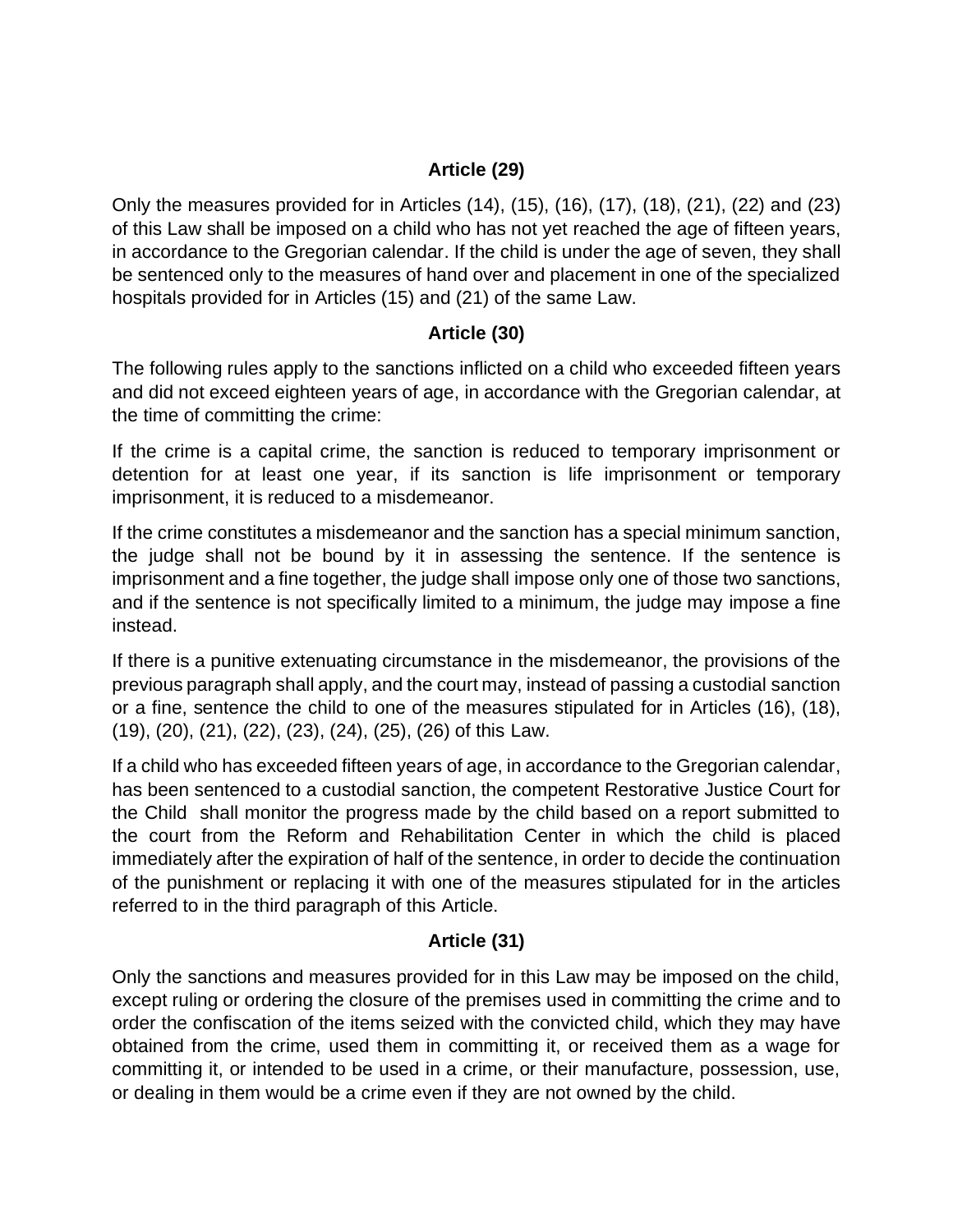### Article (29)

Only the measures provided for in Articles (14), (15), (16), (17), (18), (21), (22) and (23) of this Law shall be imposed on a child who has not yet reached the age of fifteen years, in accordance to the Gregorian calendar. If the child is under the age of seven, they shall be sentenced only to the measures of hand over and placement in one of the specialized hospitals provided for in Articles (15) and (21) of the same Law.

### Article (30)

The following rules apply to the sanctions inflicted on a child who exceeded fifteen years and did not exceed eighteen years of age, in accordance with the Gregorian calendar, at the time of committing the crime:

If the crime is a capital crime, the sanction is reduced to temporary imprisonment or detention for at least one year, if its sanction is life imprisonment or temporary imprisonment, it is reduced to a misdemeanor.

If the crime constitutes a misdemeanor and the sanction has a special minimum sanction, the judge shall not be bound by it in assessing the sentence. If the sentence is imprisonment and a fine together, the judge shall impose only one of those two sanctions, and if the sentence is not specifically limited to a minimum, the judge may impose a fine instead.

If there is a punitive extenuating circumstance in the misdemeanor, the provisions of the previous paragraph shall apply, and the court may, instead of passing a custodial sanction or a fine, sentence the child to one of the measures stipulated for in Articles (16), (18), (19), (20), (21), (22), (23), (24), (25), (26) of this Law.

If a child who has exceeded fifteen years of age, in accordance to the Gregorian calendar, has been sentenced to a custodial sanction, the competent Restorative Justice Court for the Child shall monitor the progress made by the child based on a report submitted to the court from the Reform and Rehabilitation Center in which the child is placed immediately after the expiration of half of the sentence, in order to decide the continuation of the punishment or replacing it with one of the measures stipulated for in the articles referred to in the third paragraph of this Article.

### Article (31)

Only the sanctions and measures provided for in this Law may be imposed on the child, except ruling or ordering the closure of the premises used in committing the crime and to order the confiscation of the items seized with the convicted child, which they may have obtained from the crime, used them in committing it, or received them as a wage for committing it, or intended to be used in a crime, or their manufacture, possession, use, or dealing in them would be a crime even if they are not owned by the child.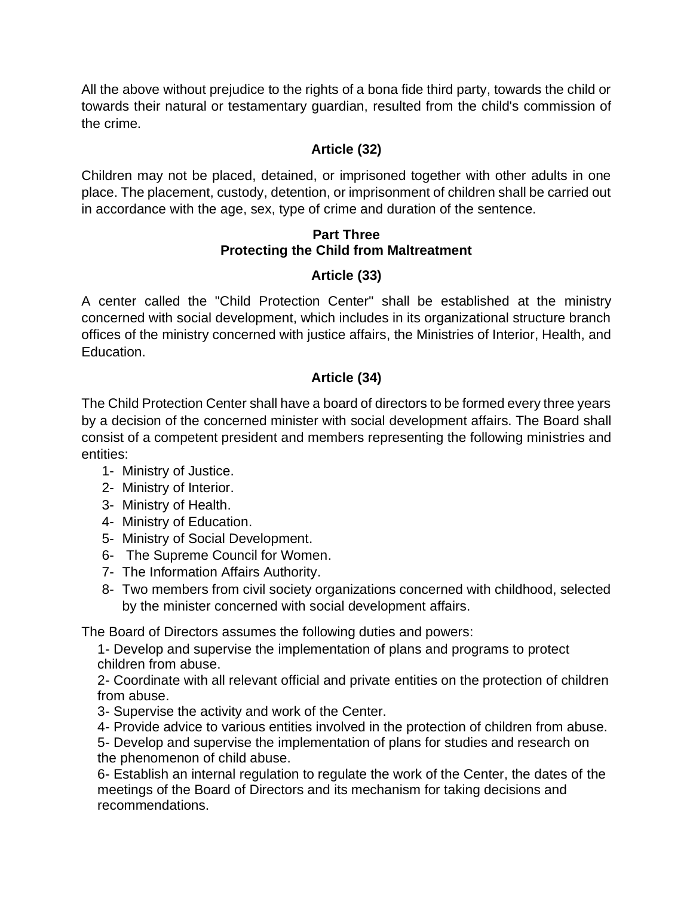All the above without prejudice to the rights of a bona fide third party, towards the child or towards their natural or testamentary guardian, resulted from the child's commission of the crime.

### Article (32)

Children may not be placed, detained, or imprisoned together with other adults in one place. The placement, custody, detention, or imprisonment of children shall be carried out in accordance with the age, sex, type of crime and duration of the sentence.

## Part Three
## Protecting the Child from Maltreatment

### Article (33)

A center called the "Child Protection Center" shall be established at the ministry concerned with social development, which includes in its organizational structure branch offices of the ministry concerned with justice affairs, the Ministries of Interior, Health, and Education.

### Article (34)

The Child Protection Center shall have a board of directors to be formed every three years by a decision of the concerned minister with social development affairs. The Board shall consist of a competent president and members representing the following ministries and entities:

1- Ministry of Justice.
2- Ministry of Interior.
3- Ministry of Health.
4- Ministry of Education.
5- Ministry of Social Development.
6- The Supreme Council for Women.
7- The Information Affairs Authority.
8- Two members from civil society organizations concerned with childhood, selected by the minister concerned with social development affairs.

The Board of Directors assumes the following duties and powers:

1- Develop and supervise the implementation of plans and programs to protect children from abuse.
2- Coordinate with all relevant official and private entities on the protection of children from abuse.
3- Supervise the activity and work of the Center.
4- Provide advice to various entities involved in the protection of children from abuse.
5- Develop and supervise the implementation of plans for studies and research on the phenomenon of child abuse.
6- Establish an internal regulation to regulate the work of the Center, the dates of the meetings of the Board of Directors and its mechanism for taking decisions and recommendations.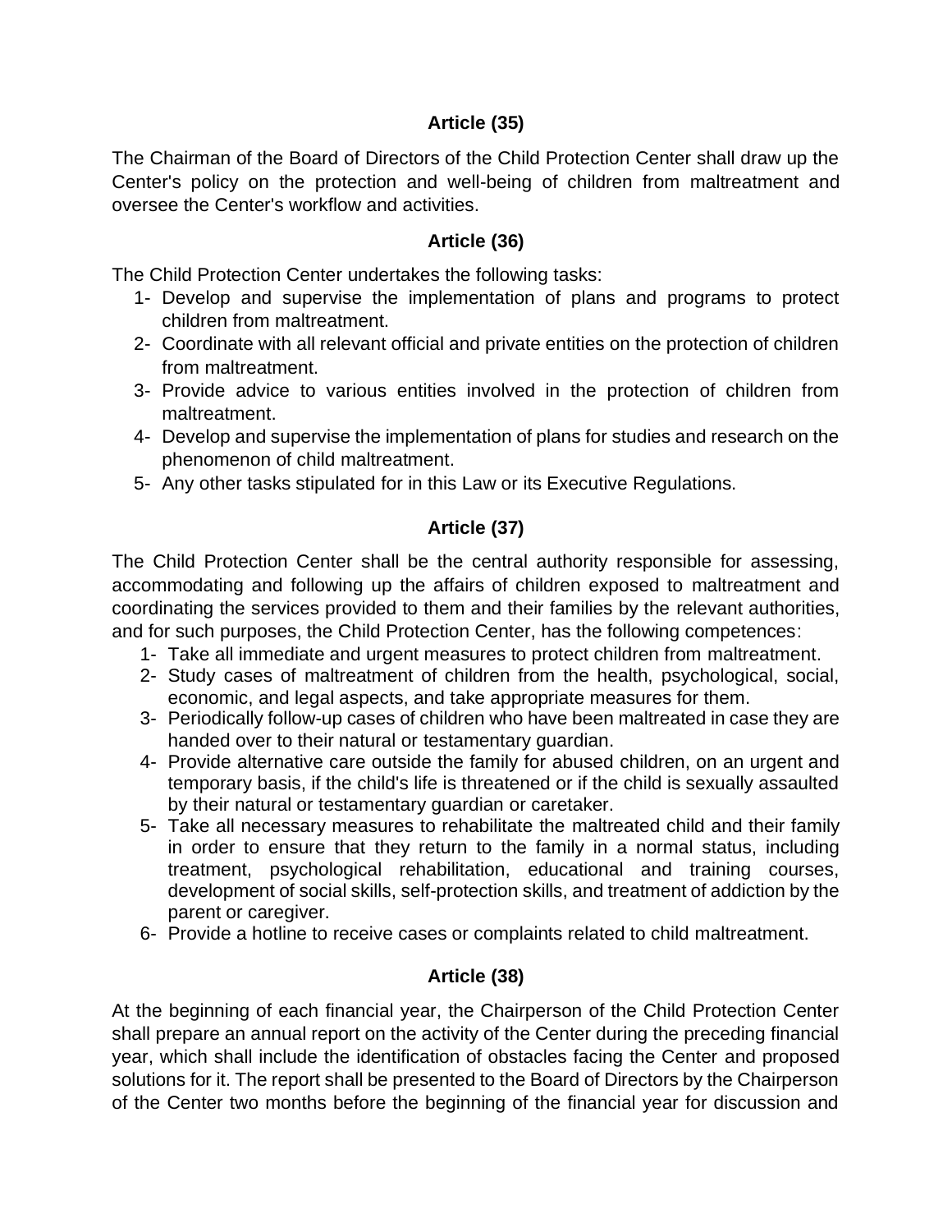**Article (35)**

The Chairman of the Board of Directors of the Child Protection Center shall draw up the Center's policy on the protection and well-being of children from maltreatment and oversee the Center's workflow and activities.

**Article (36)**

The Child Protection Center undertakes the following tasks:

1- Develop and supervise the implementation of plans and programs to protect children from maltreatment.
2- Coordinate with all relevant official and private entities on the protection of children from maltreatment.
3- Provide advice to various entities involved in the protection of children from maltreatment.
4- Develop and supervise the implementation of plans for studies and research on the phenomenon of child maltreatment.
5- Any other tasks stipulated for in this Law or its Executive Regulations.

**Article (37)**

The Child Protection Center shall be the central authority responsible for assessing, accommodating and following up the affairs of children exposed to maltreatment and coordinating the services provided to them and their families by the relevant authorities, and for such purposes, the Child Protection Center, has the following competences:

1- Take all immediate and urgent measures to protect children from maltreatment.
2- Study cases of maltreatment of children from the health, psychological, social, economic, and legal aspects, and take appropriate measures for them.
3- Periodically follow-up cases of children who have been maltreated in case they are handed over to their natural or testamentary guardian.
4- Provide alternative care outside the family for abused children, on an urgent and temporary basis, if the child's life is threatened or if the child is sexually assaulted by their natural or testamentary guardian or caretaker.
5- Take all necessary measures to rehabilitate the maltreated child and their family in order to ensure that they return to the family in a normal status, including treatment, psychological rehabilitation, educational and training courses, development of social skills, self-protection skills, and treatment of addiction by the parent or caregiver.
6- Provide a hotline to receive cases or complaints related to child maltreatment.

**Article (38)**

At the beginning of each financial year, the Chairperson of the Child Protection Center shall prepare an annual report on the activity of the Center during the preceding financial year, which shall include the identification of obstacles facing the Center and proposed solutions for it. The report shall be presented to the Board of Directors by the Chairperson of the Center two months before the beginning of the financial year for discussion and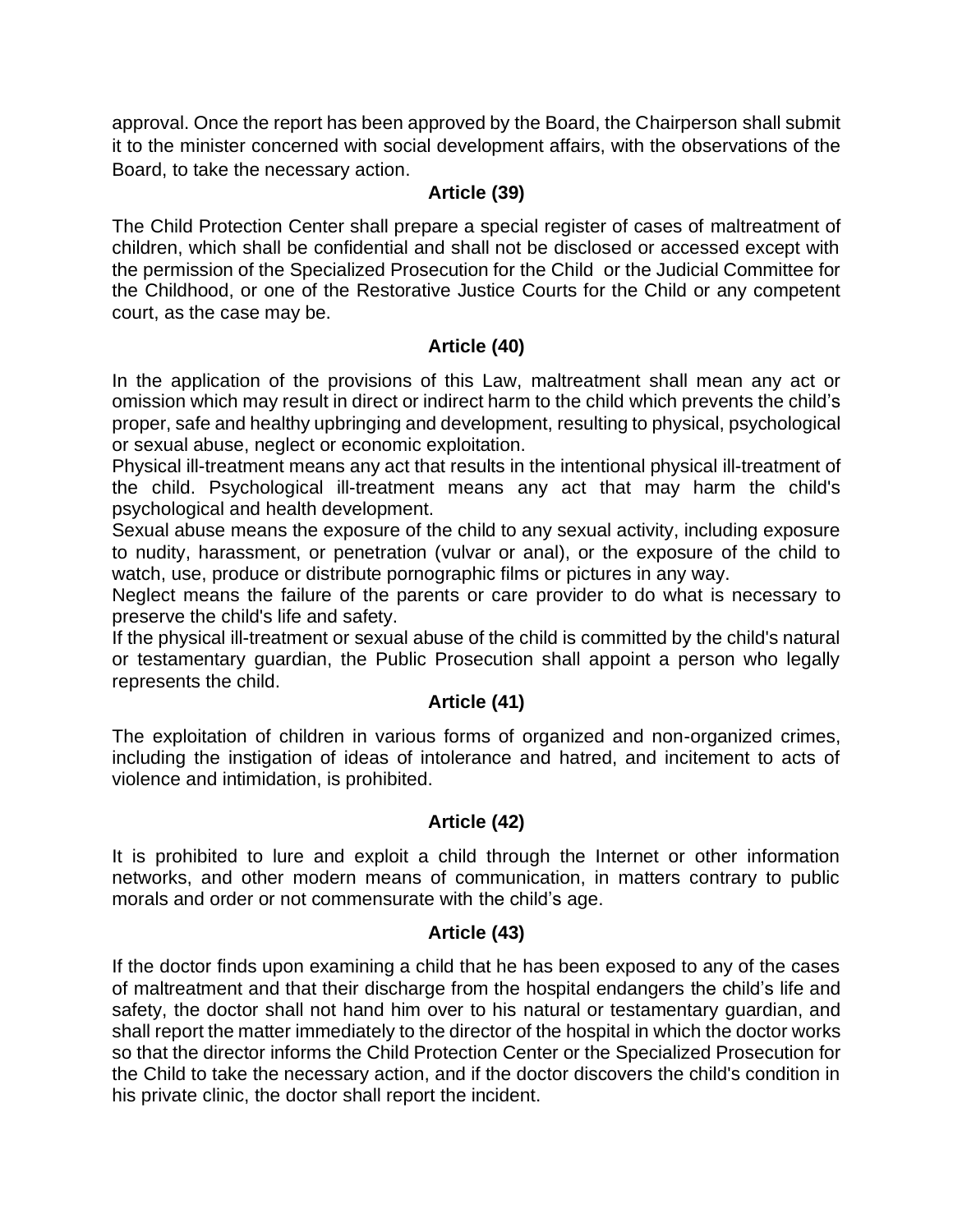approval. Once the report has been approved by the Board, the Chairperson shall submit it to the minister concerned with social development affairs, with the observations of the Board, to take the necessary action.

### Article (39)

The Child Protection Center shall prepare a special register of cases of maltreatment of children, which shall be confidential and shall not be disclosed or accessed except with the permission of the Specialized Prosecution for the Child or the Judicial Committee for the Childhood, or one of the Restorative Justice Courts for the Child or any competent court, as the case may be.

### Article (40)

In the application of the provisions of this Law, maltreatment shall mean any act or omission which may result in direct or indirect harm to the child which prevents the child's proper, safe and healthy upbringing and development, resulting to physical, psychological or sexual abuse, neglect or economic exploitation.

Physical ill-treatment means any act that results in the intentional physical ill-treatment of the child. Psychological ill-treatment means any act that may harm the child's psychological and health development.

Sexual abuse means the exposure of the child to any sexual activity, including exposure to nudity, harassment, or penetration (vulvar or anal), or the exposure of the child to watch, use, produce or distribute pornographic films or pictures in any way.

Neglect means the failure of the parents or care provider to do what is necessary to preserve the child's life and safety.

If the physical ill-treatment or sexual abuse of the child is committed by the child's natural or testamentary guardian, the Public Prosecution shall appoint a person who legally represents the child.

### Article (41)

The exploitation of children in various forms of organized and non-organized crimes, including the instigation of ideas of intolerance and hatred, and incitement to acts of violence and intimidation, is prohibited.

### Article (42)

It is prohibited to lure and exploit a child through the Internet or other information networks, and other modern means of communication, in matters contrary to public morals and order or not commensurate with the child's age.

### Article (43)

If the doctor finds upon examining a child that he has been exposed to any of the cases of maltreatment and that their discharge from the hospital endangers the child's life and safety, the doctor shall not hand him over to his natural or testamentary guardian, and shall report the matter immediately to the director of the hospital in which the doctor works so that the director informs the Child Protection Center or the Specialized Prosecution for the Child to take the necessary action, and if the doctor discovers the child's condition in his private clinic, the doctor shall report the incident.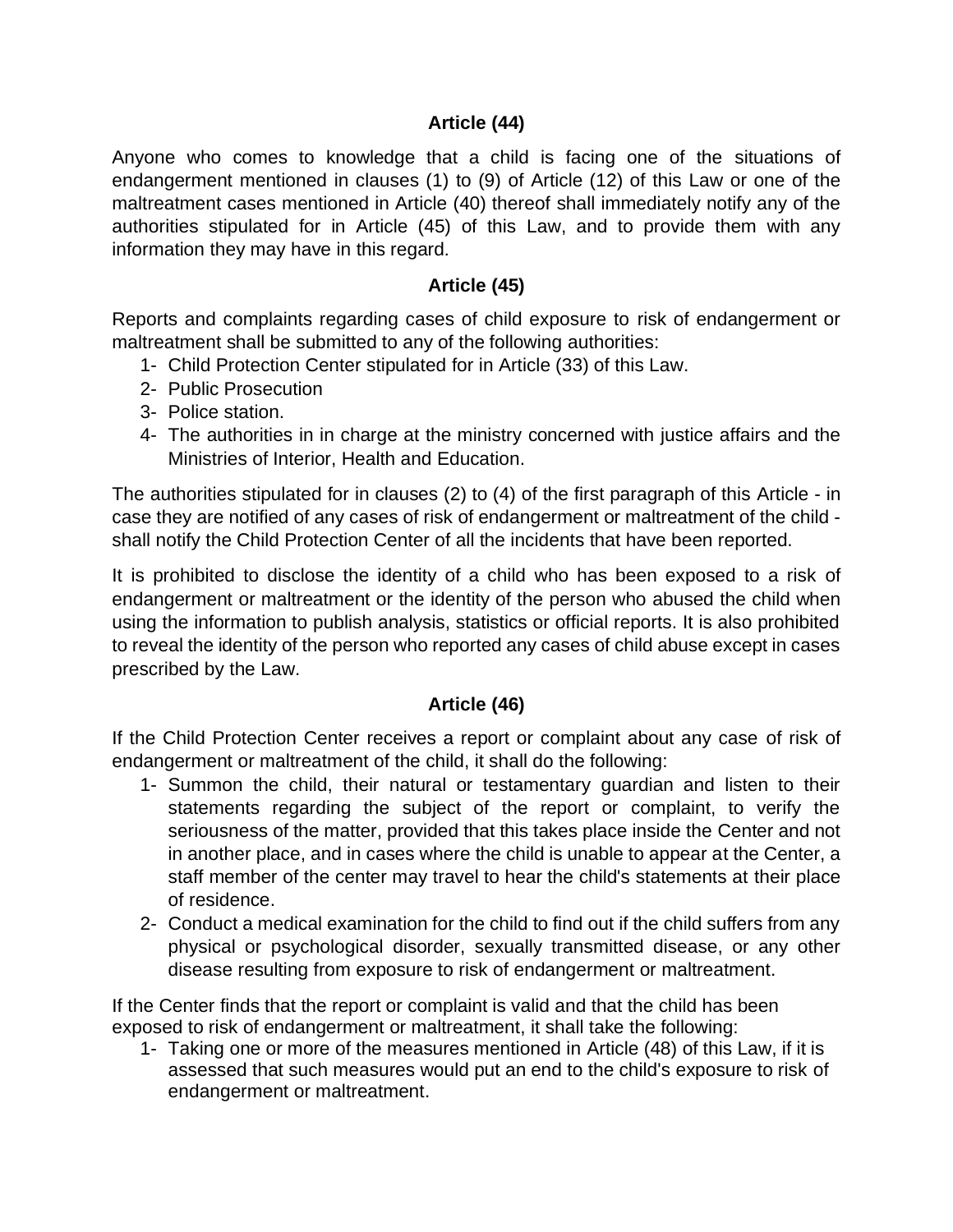### Article (44)

Anyone who comes to knowledge that a child is facing one of the situations of endangerment mentioned in clauses (1) to (9) of Article (12) of this Law or one of the maltreatment cases mentioned in Article (40) thereof shall immediately notify any of the authorities stipulated for in Article (45) of this Law, and to provide them with any information they may have in this regard.

### Article (45)

Reports and complaints regarding cases of child exposure to risk of endangerment or maltreatment shall be submitted to any of the following authorities:

1- Child Protection Center stipulated for in Article (33) of this Law.
2- Public Prosecution
3- Police station.
4- The authorities in in charge at the ministry concerned with justice affairs and the Ministries of Interior, Health and Education.

The authorities stipulated for in clauses (2) to (4) of the first paragraph of this Article - in case they are notified of any cases of risk of endangerment or maltreatment of the child - shall notify the Child Protection Center of all the incidents that have been reported.

It is prohibited to disclose the identity of a child who has been exposed to a risk of endangerment or maltreatment or the identity of the person who abused the child when using the information to publish analysis, statistics or official reports. It is also prohibited to reveal the identity of the person who reported any cases of child abuse except in cases prescribed by the Law.

### Article (46)

If the Child Protection Center receives a report or complaint about any case of risk of endangerment or maltreatment of the child, it shall do the following:

1- Summon the child, their natural or testamentary guardian and listen to their statements regarding the subject of the report or complaint, to verify the seriousness of the matter, provided that this takes place inside the Center and not in another place, and in cases where the child is unable to appear at the Center, a staff member of the center may travel to hear the child's statements at their place of residence.
2- Conduct a medical examination for the child to find out if the child suffers from any physical or psychological disorder, sexually transmitted disease, or any other disease resulting from exposure to risk of endangerment or maltreatment.

If the Center finds that the report or complaint is valid and that the child has been exposed to risk of endangerment or maltreatment, it shall take the following:

1- Taking one or more of the measures mentioned in Article (48) of this Law, if it is assessed that such measures would put an end to the child's exposure to risk of endangerment or maltreatment.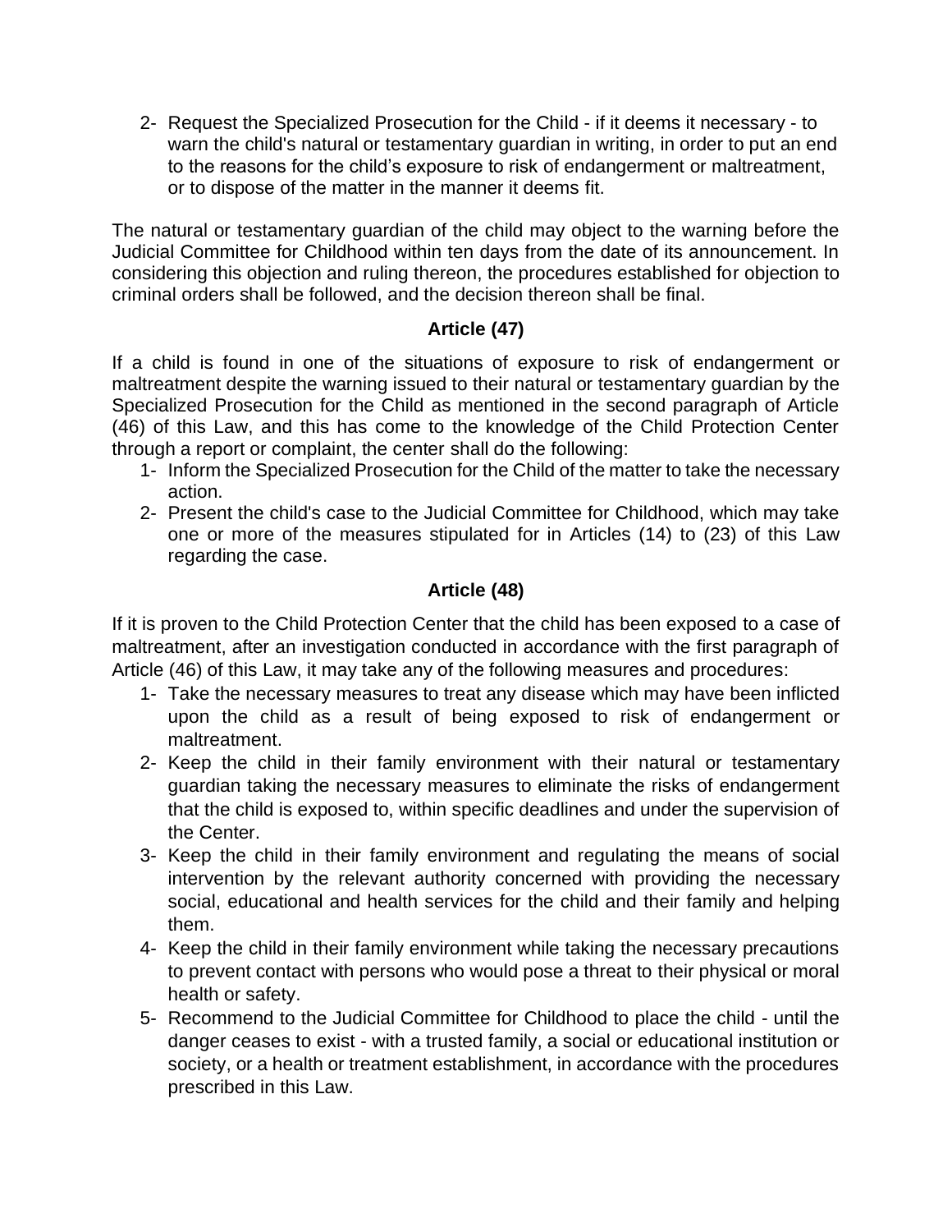2- Request the Specialized Prosecution for the Child - if it deems it necessary - to warn the child's natural or testamentary guardian in writing, in order to put an end to the reasons for the child's exposure to risk of endangerment or maltreatment, or to dispose of the matter in the manner it deems fit.

The natural or testamentary guardian of the child may object to the warning before the Judicial Committee for Childhood within ten days from the date of its announcement. In considering this objection and ruling thereon, the procedures established for objection to criminal orders shall be followed, and the decision thereon shall be final.

### Article (47)

If a child is found in one of the situations of exposure to risk of endangerment or maltreatment despite the warning issued to their natural or testamentary guardian by the Specialized Prosecution for the Child as mentioned in the second paragraph of Article (46) of this Law, and this has come to the knowledge of the Child Protection Center through a report or complaint, the center shall do the following:

1- Inform the Specialized Prosecution for the Child of the matter to take the necessary action.
2- Present the child's case to the Judicial Committee for Childhood, which may take one or more of the measures stipulated for in Articles (14) to (23) of this Law regarding the case.

### Article (48)

If it is proven to the Child Protection Center that the child has been exposed to a case of maltreatment, after an investigation conducted in accordance with the first paragraph of Article (46) of this Law, it may take any of the following measures and procedures:

1- Take the necessary measures to treat any disease which may have been inflicted upon the child as a result of being exposed to risk of endangerment or maltreatment.
2- Keep the child in their family environment with their natural or testamentary guardian taking the necessary measures to eliminate the risks of endangerment that the child is exposed to, within specific deadlines and under the supervision of the Center.
3- Keep the child in their family environment and regulating the means of social intervention by the relevant authority concerned with providing the necessary social, educational and health services for the child and their family and helping them.
4- Keep the child in their family environment while taking the necessary precautions to prevent contact with persons who would pose a threat to their physical or moral health or safety.
5- Recommend to the Judicial Committee for Childhood to place the child - until the danger ceases to exist - with a trusted family, a social or educational institution or society, or a health or treatment establishment, in accordance with the procedures prescribed in this Law.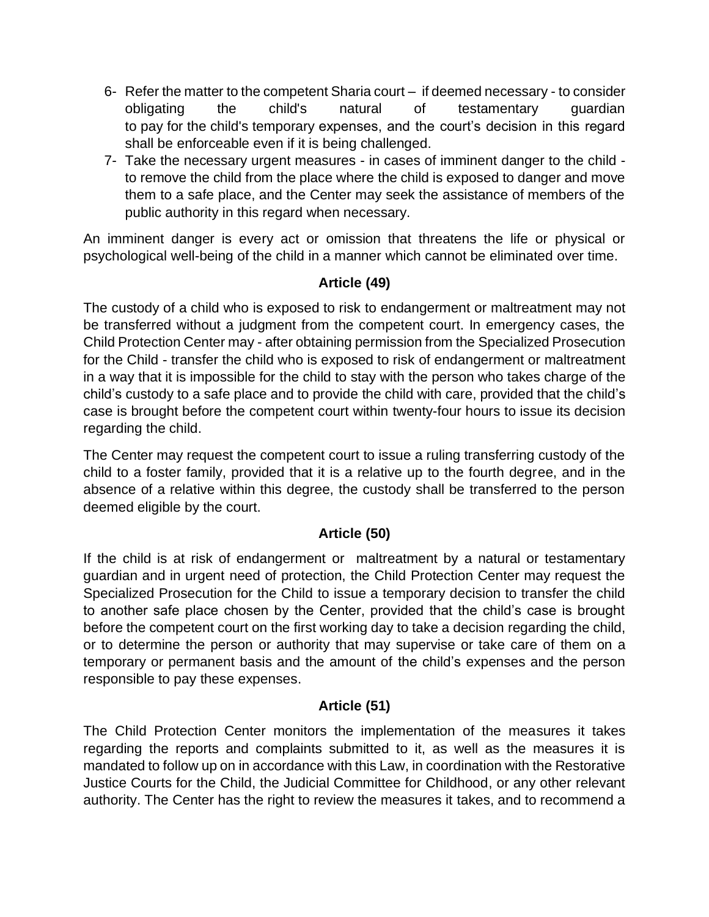6- Refer the matter to the competent Sharia court – if deemed necessary - to consider obligating the child's natural of testamentary guardian to pay for the child's temporary expenses, and the court's decision in this regard shall be enforceable even if it is being challenged.
7- Take the necessary urgent measures - in cases of imminent danger to the child - to remove the child from the place where the child is exposed to danger and move them to a safe place, and the Center may seek the assistance of members of the public authority in this regard when necessary.

An imminent danger is every act or omission that threatens the life or physical or psychological well-being of the child in a manner which cannot be eliminated over time.

### Article (49)

The custody of a child who is exposed to risk to endangerment or maltreatment may not be transferred without a judgment from the competent court. In emergency cases, the Child Protection Center may - after obtaining permission from the Specialized Prosecution for the Child - transfer the child who is exposed to risk of endangerment or maltreatment in a way that it is impossible for the child to stay with the person who takes charge of the child's custody to a safe place and to provide the child with care, provided that the child's case is brought before the competent court within twenty-four hours to issue its decision regarding the child.

The Center may request the competent court to issue a ruling transferring custody of the child to a foster family, provided that it is a relative up to the fourth degree, and in the absence of a relative within this degree, the custody shall be transferred to the person deemed eligible by the court.

### Article (50)

If the child is at risk of endangerment or maltreatment by a natural or testamentary guardian and in urgent need of protection, the Child Protection Center may request the Specialized Prosecution for the Child to issue a temporary decision to transfer the child to another safe place chosen by the Center, provided that the child's case is brought before the competent court on the first working day to take a decision regarding the child, or to determine the person or authority that may supervise or take care of them on a temporary or permanent basis and the amount of the child's expenses and the person responsible to pay these expenses.

### Article (51)

The Child Protection Center monitors the implementation of the measures it takes regarding the reports and complaints submitted to it, as well as the measures it is mandated to follow up on in accordance with this Law, in coordination with the Restorative Justice Courts for the Child, the Judicial Committee for Childhood, or any other relevant authority. The Center has the right to review the measures it takes, and to recommend a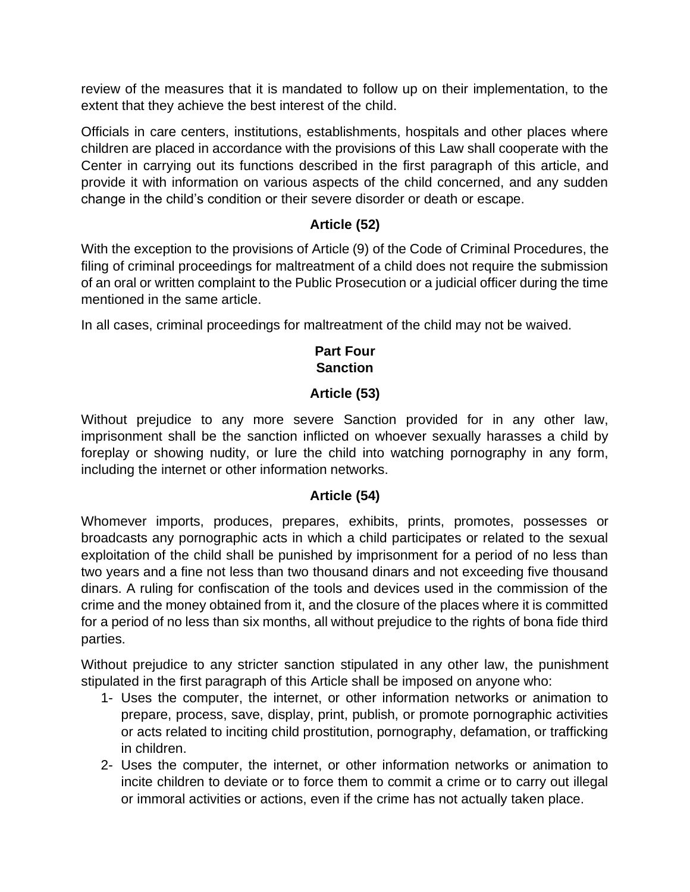review of the measures that it is mandated to follow up on their implementation, to the extent that they achieve the best interest of the child.

Officials in care centers, institutions, establishments, hospitals and other places where children are placed in accordance with the provisions of this Law shall cooperate with the Center in carrying out its functions described in the first paragraph of this article, and provide it with information on various aspects of the child concerned, and any sudden change in the child's condition or their severe disorder or death or escape.

### Article (52)

With the exception to the provisions of Article (9) of the Code of Criminal Procedures, the filing of criminal proceedings for maltreatment of a child does not require the submission of an oral or written complaint to the Public Prosecution or a judicial officer during the time mentioned in the same article.

In all cases, criminal proceedings for maltreatment of the child may not be waived.

## Part Four
## Sanction

### Article (53)

Without prejudice to any more severe Sanction provided for in any other law, imprisonment shall be the sanction inflicted on whoever sexually harasses a child by foreplay or showing nudity, or lure the child into watching pornography in any form, including the internet or other information networks.

### Article (54)

Whomever imports, produces, prepares, exhibits, prints, promotes, possesses or broadcasts any pornographic acts in which a child participates or related to the sexual exploitation of the child shall be punished by imprisonment for a period of no less than two years and a fine not less than two thousand dinars and not exceeding five thousand dinars. A ruling for confiscation of the tools and devices used in the commission of the crime and the money obtained from it, and the closure of the places where it is committed for a period of no less than six months, all without prejudice to the rights of bona fide third parties.

Without prejudice to any stricter sanction stipulated in any other law, the punishment stipulated in the first paragraph of this Article shall be imposed on anyone who:

1- Uses the computer, the internet, or other information networks or animation to prepare, process, save, display, print, publish, or promote pornographic activities or acts related to inciting child prostitution, pornography, defamation, or trafficking in children.
2- Uses the computer, the internet, or other information networks or animation to incite children to deviate or to force them to commit a crime or to carry out illegal or immoral activities or actions, even if the crime has not actually taken place.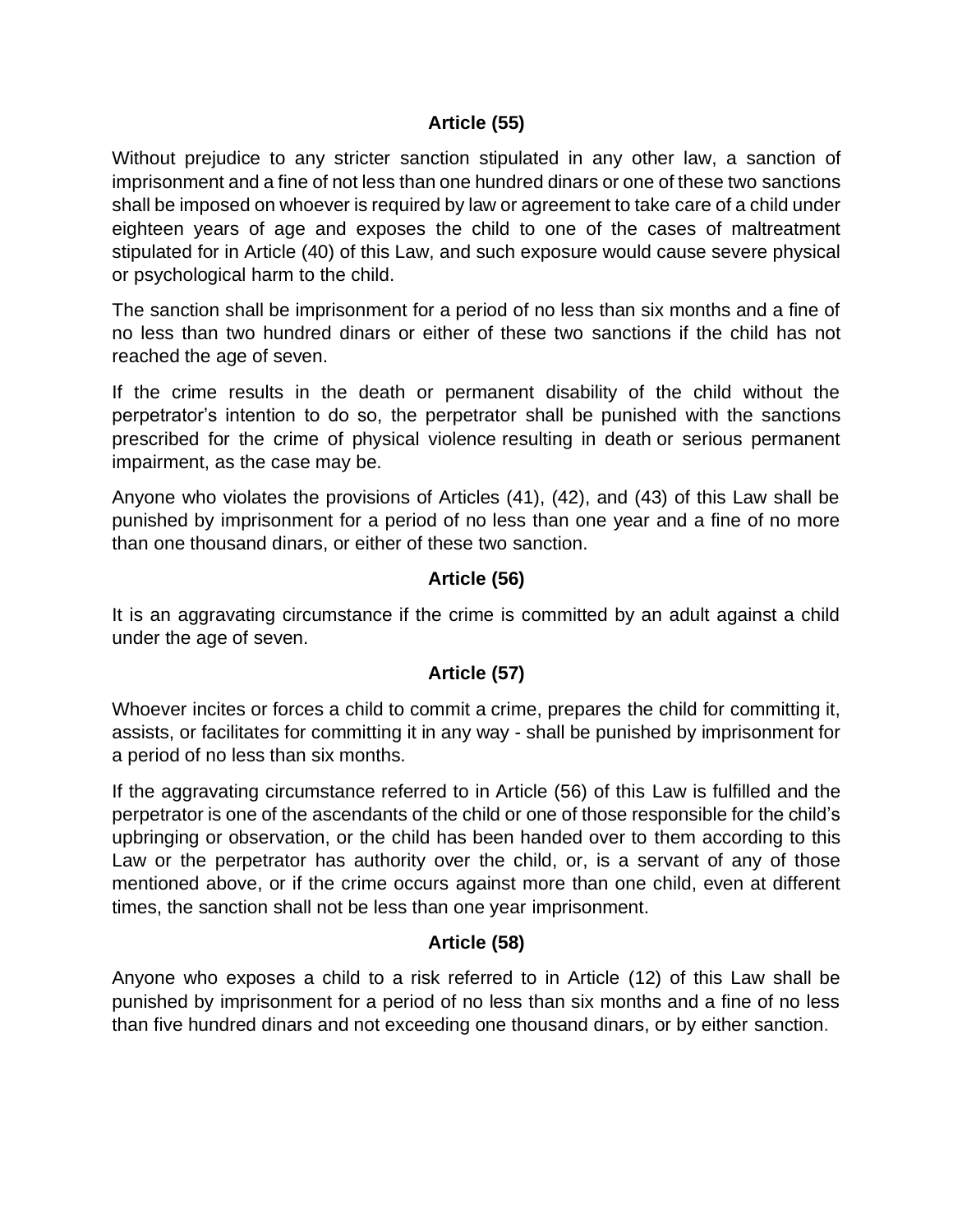**Article (55)**

Without prejudice to any stricter sanction stipulated in any other law, a sanction of imprisonment and a fine of not less than one hundred dinars or one of these two sanctions shall be imposed on whoever is required by law or agreement to take care of a child under eighteen years of age and exposes the child to one of the cases of maltreatment stipulated for in Article (40) of this Law, and such exposure would cause severe physical or psychological harm to the child.

The sanction shall be imprisonment for a period of no less than six months and a fine of no less than two hundred dinars or either of these two sanctions if the child has not reached the age of seven.

If the crime results in the death or permanent disability of the child without the perpetrator's intention to do so, the perpetrator shall be punished with the sanctions prescribed for the crime of physical violence resulting in death or serious permanent impairment, as the case may be.

Anyone who violates the provisions of Articles (41), (42), and (43) of this Law shall be punished by imprisonment for a period of no less than one year and a fine of no more than one thousand dinars, or either of these two sanction.

**Article (56)**

It is an aggravating circumstance if the crime is committed by an adult against a child under the age of seven.

**Article (57)**

Whoever incites or forces a child to commit a crime, prepares the child for committing it, assists, or facilitates for committing it in any way - shall be punished by imprisonment for a period of no less than six months.

If the aggravating circumstance referred to in Article (56) of this Law is fulfilled and the perpetrator is one of the ascendants of the child or one of those responsible for the child's upbringing or observation, or the child has been handed over to them according to this Law or the perpetrator has authority over the child, or, is a servant of any of those mentioned above, or if the crime occurs against more than one child, even at different times, the sanction shall not be less than one year imprisonment.

**Article (58)**

Anyone who exposes a child to a risk referred to in Article (12) of this Law shall be punished by imprisonment for a period of no less than six months and a fine of no less than five hundred dinars and not exceeding one thousand dinars, or by either sanction.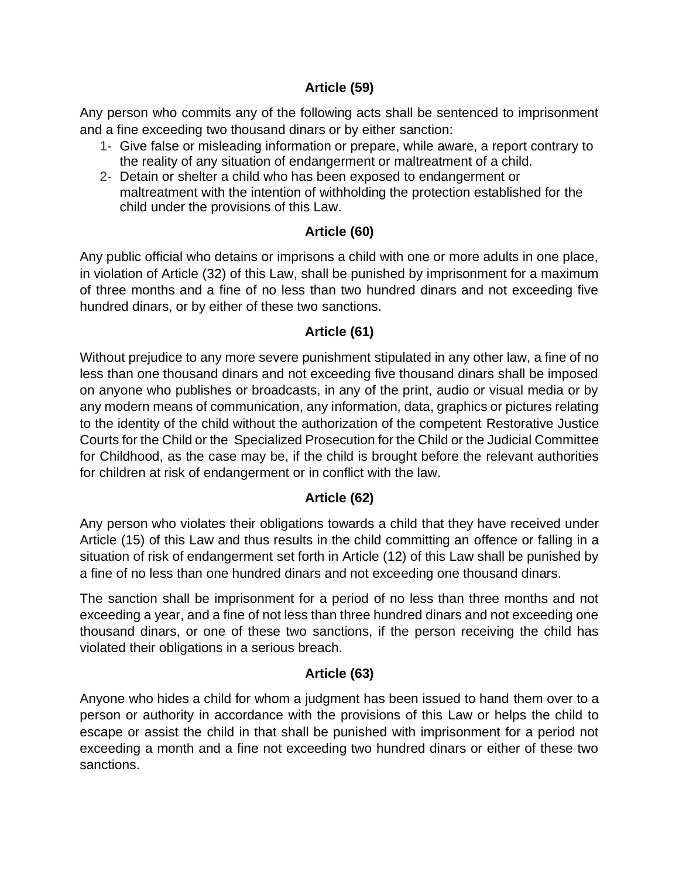**Article (59)**

Any person who commits any of the following acts shall be sentenced to imprisonment and a fine exceeding two thousand dinars or by either sanction:

1- Give false or misleading information or prepare, while aware, a report contrary to the reality of any situation of endangerment or maltreatment of a child.
2- Detain or shelter a child who has been exposed to endangerment or maltreatment with the intention of withholding the protection established for the child under the provisions of this Law.

**Article (60)**

Any public official who detains or imprisons a child with one or more adults in one place, in violation of Article (32) of this Law, shall be punished by imprisonment for a maximum of three months and a fine of no less than two hundred dinars and not exceeding five hundred dinars, or by either of these two sanctions.

**Article (61)**

Without prejudice to any more severe punishment stipulated in any other law, a fine of no less than one thousand dinars and not exceeding five thousand dinars shall be imposed on anyone who publishes or broadcasts, in any of the print, audio or visual media or by any modern means of communication, any information, data, graphics or pictures relating to the identity of the child without the authorization of the competent Restorative Justice Courts for the Child or the Specialized Prosecution for the Child or the Judicial Committee for Childhood, as the case may be, if the child is brought before the relevant authorities for children at risk of endangerment or in conflict with the law.

**Article (62)**

Any person who violates their obligations towards a child that they have received under Article (15) of this Law and thus results in the child committing an offence or falling in a situation of risk of endangerment set forth in Article (12) of this Law shall be punished by a fine of no less than one hundred dinars and not exceeding one thousand dinars.

The sanction shall be imprisonment for a period of no less than three months and not exceeding a year, and a fine of not less than three hundred dinars and not exceeding one thousand dinars, or one of these two sanctions, if the person receiving the child has violated their obligations in a serious breach.

**Article (63)**

Anyone who hides a child for whom a judgment has been issued to hand them over to a person or authority in accordance with the provisions of this Law or helps the child to escape or assist the child in that shall be punished with imprisonment for a period not exceeding a month and a fine not exceeding two hundred dinars or either of these two sanctions.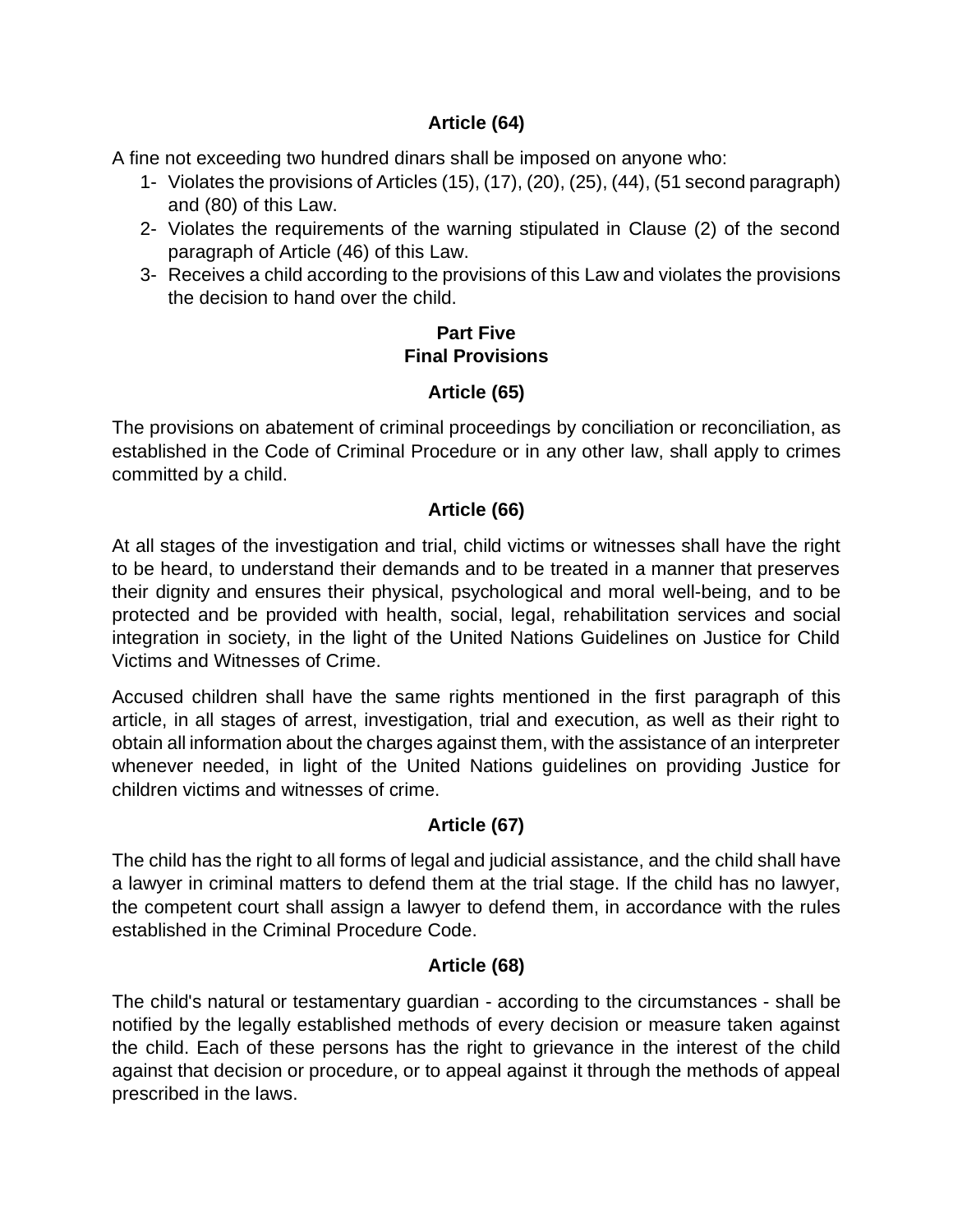### Article (64)

A fine not exceeding two hundred dinars shall be imposed on anyone who:

1- Violates the provisions of Articles (15), (17), (20), (25), (44), (51 second paragraph) and (80) of this Law.
2- Violates the requirements of the warning stipulated in Clause (2) of the second paragraph of Article (46) of this Law.
3- Receives a child according to the provisions of this Law and violates the provisions the decision to hand over the child.

## Part Five
## Final Provisions

### Article (65)

The provisions on abatement of criminal proceedings by conciliation or reconciliation, as established in the Code of Criminal Procedure or in any other law, shall apply to crimes committed by a child.

### Article (66)

At all stages of the investigation and trial, child victims or witnesses shall have the right to be heard, to understand their demands and to be treated in a manner that preserves their dignity and ensures their physical, psychological and moral well-being, and to be protected and be provided with health, social, legal, rehabilitation services and social integration in society, in the light of the United Nations Guidelines on Justice for Child Victims and Witnesses of Crime.

Accused children shall have the same rights mentioned in the first paragraph of this article, in all stages of arrest, investigation, trial and execution, as well as their right to obtain all information about the charges against them, with the assistance of an interpreter whenever needed, in light of the United Nations guidelines on providing Justice for children victims and witnesses of crime.

### Article (67)

The child has the right to all forms of legal and judicial assistance, and the child shall have a lawyer in criminal matters to defend them at the trial stage. If the child has no lawyer, the competent court shall assign a lawyer to defend them, in accordance with the rules established in the Criminal Procedure Code.

### Article (68)

The child's natural or testamentary guardian - according to the circumstances - shall be notified by the legally established methods of every decision or measure taken against the child. Each of these persons has the right to grievance in the interest of the child against that decision or procedure, or to appeal against it through the methods of appeal prescribed in the laws.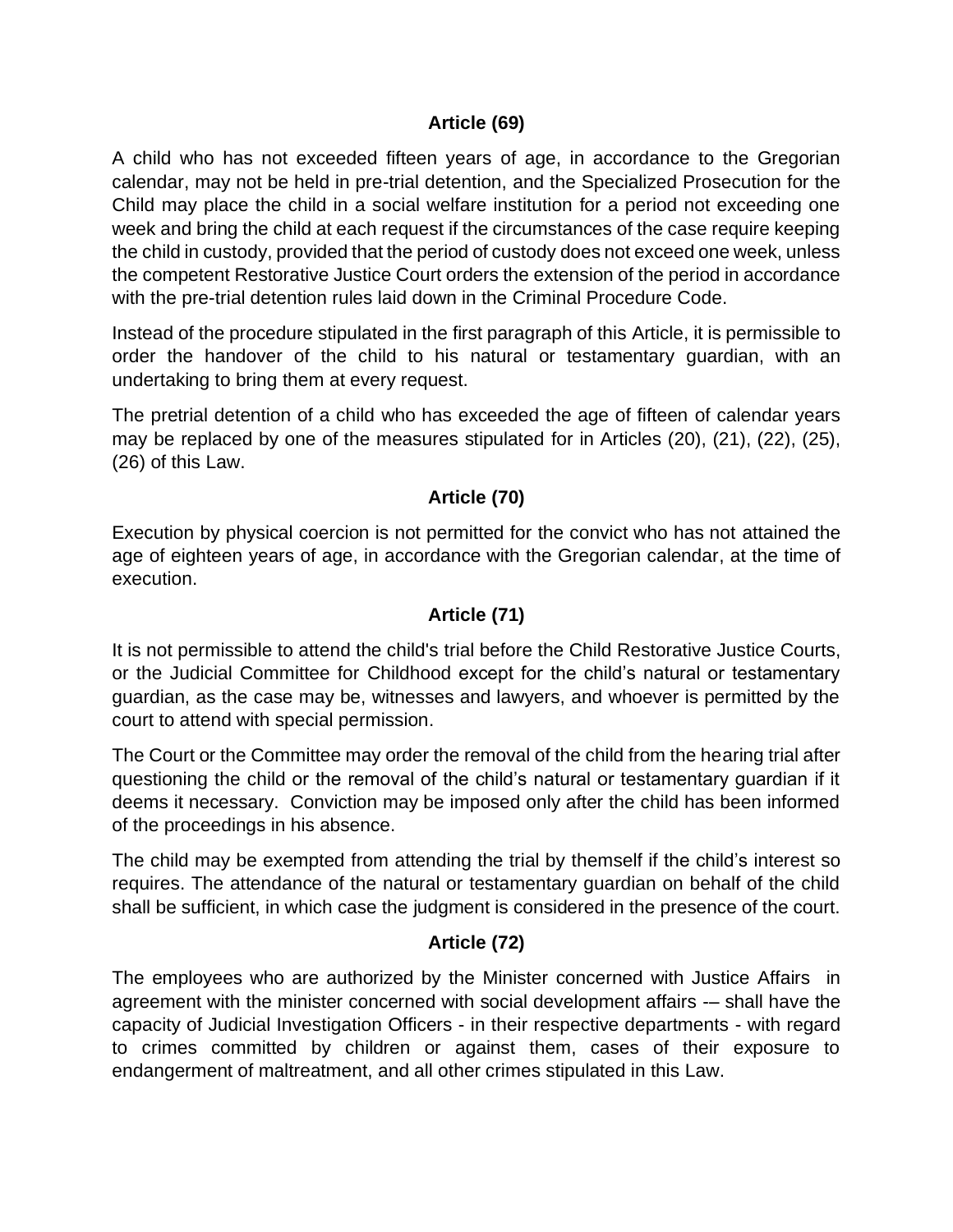### Article (69)

A child who has not exceeded fifteen years of age, in accordance to the Gregorian calendar, may not be held in pre-trial detention, and the Specialized Prosecution for the Child may place the child in a social welfare institution for a period not exceeding one week and bring the child at each request if the circumstances of the case require keeping the child in custody, provided that the period of custody does not exceed one week, unless the competent Restorative Justice Court orders the extension of the period in accordance with the pre-trial detention rules laid down in the Criminal Procedure Code.

Instead of the procedure stipulated in the first paragraph of this Article, it is permissible to order the handover of the child to his natural or testamentary guardian, with an undertaking to bring them at every request.

The pretrial detention of a child who has exceeded the age of fifteen of calendar years may be replaced by one of the measures stipulated for in Articles (20), (21), (22), (25), (26) of this Law.

### Article (70)

Execution by physical coercion is not permitted for the convict who has not attained the age of eighteen years of age, in accordance with the Gregorian calendar, at the time of execution.

### Article (71)

It is not permissible to attend the child's trial before the Child Restorative Justice Courts, or the Judicial Committee for Childhood except for the child's natural or testamentary guardian, as the case may be, witnesses and lawyers, and whoever is permitted by the court to attend with special permission.

The Court or the Committee may order the removal of the child from the hearing trial after questioning the child or the removal of the child's natural or testamentary guardian if it deems it necessary. Conviction may be imposed only after the child has been informed of the proceedings in his absence.

The child may be exempted from attending the trial by themself if the child's interest so requires. The attendance of the natural or testamentary guardian on behalf of the child shall be sufficient, in which case the judgment is considered in the presence of the court.

### Article (72)

The employees who are authorized by the Minister concerned with Justice Affairs in agreement with the minister concerned with social development affairs -– shall have the capacity of Judicial Investigation Officers - in their respective departments - with regard to crimes committed by children or against them, cases of their exposure to endangerment of maltreatment, and all other crimes stipulated in this Law.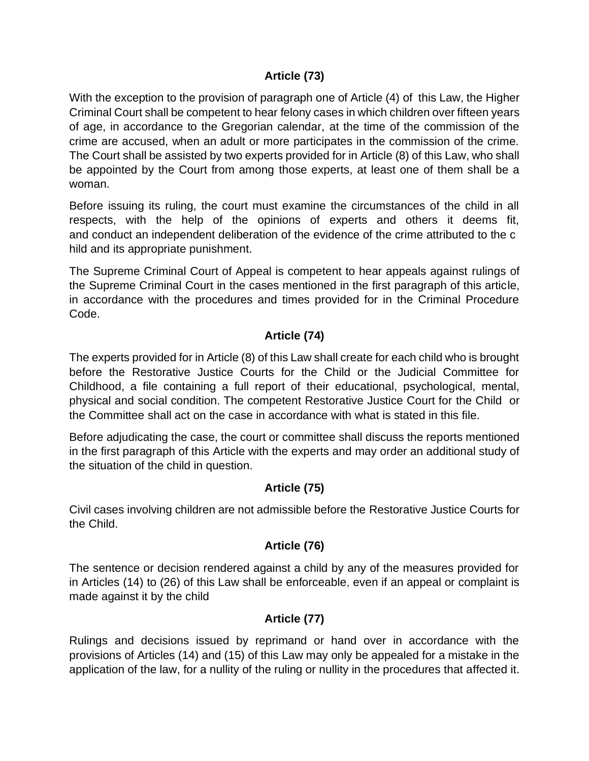**Article (73)**

With the exception to the provision of paragraph one of Article (4) of this Law, the Higher Criminal Court shall be competent to hear felony cases in which children over fifteen years of age, in accordance to the Gregorian calendar, at the time of the commission of the crime are accused, when an adult or more participates in the commission of the crime. The Court shall be assisted by two experts provided for in Article (8) of this Law, who shall be appointed by the Court from among those experts, at least one of them shall be a woman.

Before issuing its ruling, the court must examine the circumstances of the child in all respects, with the help of the opinions of experts and others it deems fit, and conduct an independent deliberation of the evidence of the crime attributed to the c hild and its appropriate punishment.

The Supreme Criminal Court of Appeal is competent to hear appeals against rulings of the Supreme Criminal Court in the cases mentioned in the first paragraph of this article, in accordance with the procedures and times provided for in the Criminal Procedure Code.

**Article (74)**

The experts provided for in Article (8) of this Law shall create for each child who is brought before the Restorative Justice Courts for the Child or the Judicial Committee for Childhood, a file containing a full report of their educational, psychological, mental, physical and social condition. The competent Restorative Justice Court for the Child or the Committee shall act on the case in accordance with what is stated in this file.

Before adjudicating the case, the court or committee shall discuss the reports mentioned in the first paragraph of this Article with the experts and may order an additional study of the situation of the child in question.

**Article (75)**

Civil cases involving children are not admissible before the Restorative Justice Courts for the Child.

**Article (76)**

The sentence or decision rendered against a child by any of the measures provided for in Articles (14) to (26) of this Law shall be enforceable, even if an appeal or complaint is made against it by the child

**Article (77)**

Rulings and decisions issued by reprimand or hand over in accordance with the provisions of Articles (14) and (15) of this Law may only be appealed for a mistake in the application of the law, for a nullity of the ruling or nullity in the procedures that affected it.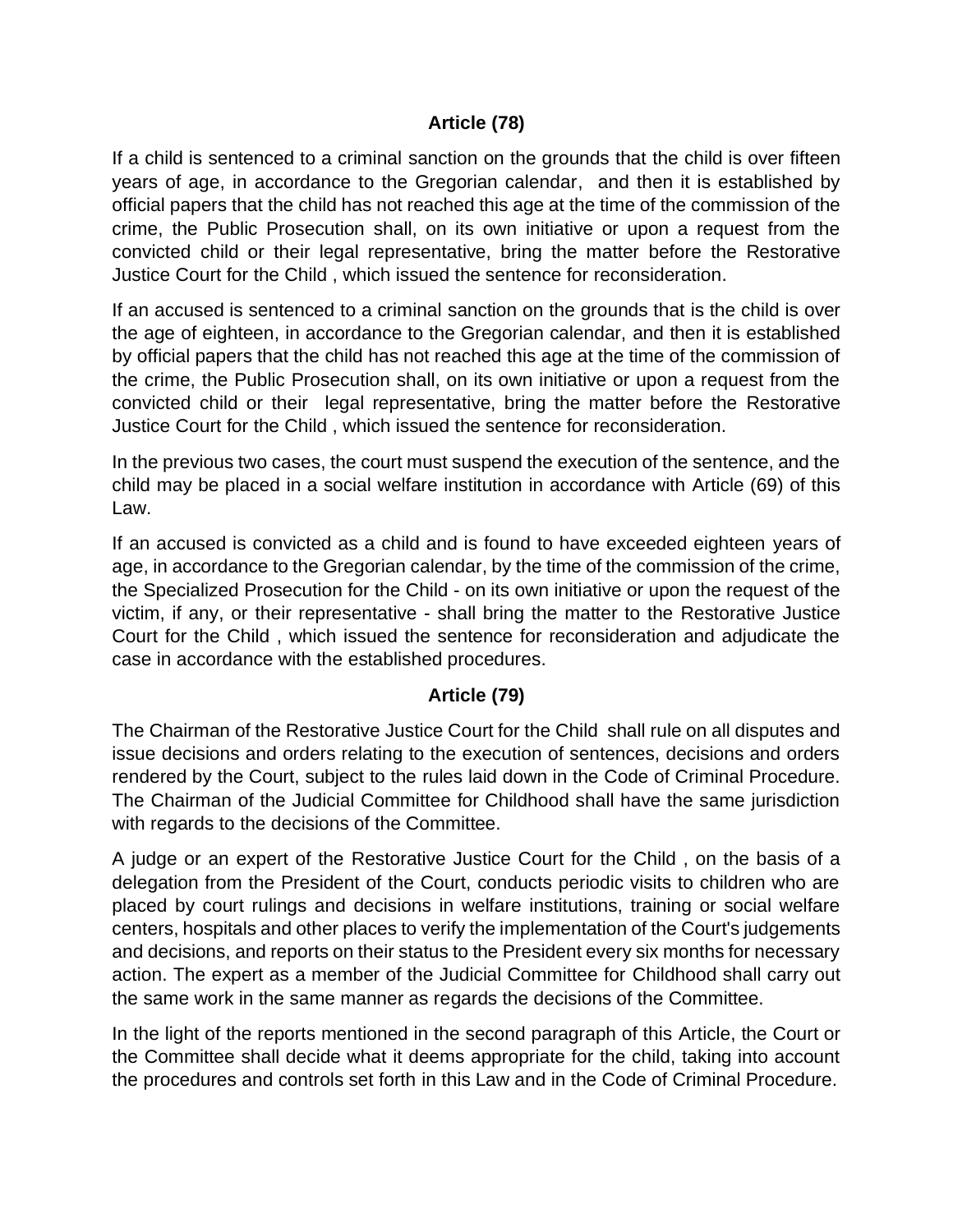### Article (78)

If a child is sentenced to a criminal sanction on the grounds that the child is over fifteen years of age, in accordance to the Gregorian calendar, and then it is established by official papers that the child has not reached this age at the time of the commission of the crime, the Public Prosecution shall, on its own initiative or upon a request from the convicted child or their legal representative, bring the matter before the Restorative Justice Court for the Child , which issued the sentence for reconsideration.

If an accused is sentenced to a criminal sanction on the grounds that is the child is over the age of eighteen, in accordance to the Gregorian calendar, and then it is established by official papers that the child has not reached this age at the time of the commission of the crime, the Public Prosecution shall, on its own initiative or upon a request from the convicted child or their legal representative, bring the matter before the Restorative Justice Court for the Child , which issued the sentence for reconsideration.

In the previous two cases, the court must suspend the execution of the sentence, and the child may be placed in a social welfare institution in accordance with Article (69) of this Law.

If an accused is convicted as a child and is found to have exceeded eighteen years of age, in accordance to the Gregorian calendar, by the time of the commission of the crime, the Specialized Prosecution for the Child - on its own initiative or upon the request of the victim, if any, or their representative - shall bring the matter to the Restorative Justice Court for the Child , which issued the sentence for reconsideration and adjudicate the case in accordance with the established procedures.

### Article (79)

The Chairman of the Restorative Justice Court for the Child shall rule on all disputes and issue decisions and orders relating to the execution of sentences, decisions and orders rendered by the Court, subject to the rules laid down in the Code of Criminal Procedure. The Chairman of the Judicial Committee for Childhood shall have the same jurisdiction with regards to the decisions of the Committee.

A judge or an expert of the Restorative Justice Court for the Child , on the basis of a delegation from the President of the Court, conducts periodic visits to children who are placed by court rulings and decisions in welfare institutions, training or social welfare centers, hospitals and other places to verify the implementation of the Court's judgements and decisions, and reports on their status to the President every six months for necessary action. The expert as a member of the Judicial Committee for Childhood shall carry out the same work in the same manner as regards the decisions of the Committee.

In the light of the reports mentioned in the second paragraph of this Article, the Court or the Committee shall decide what it deems appropriate for the child, taking into account the procedures and controls set forth in this Law and in the Code of Criminal Procedure.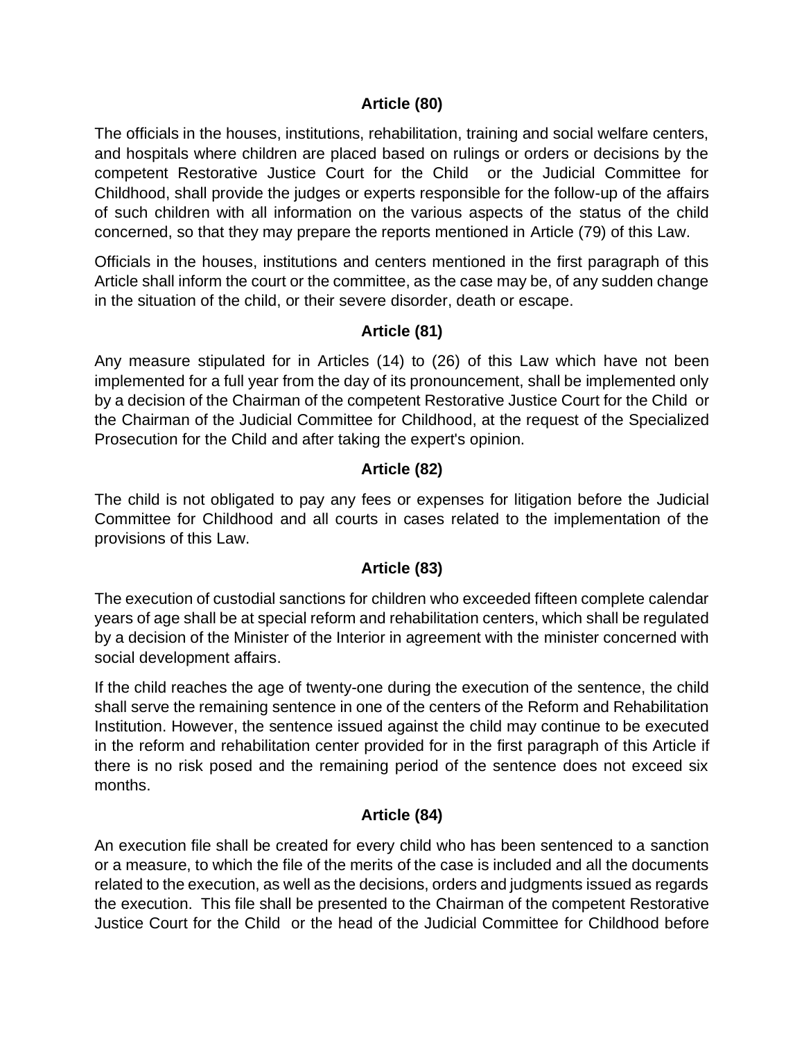### Article (80)

The officials in the houses, institutions, rehabilitation, training and social welfare centers, and hospitals where children are placed based on rulings or orders or decisions by the competent Restorative Justice Court for the Child or the Judicial Committee for Childhood, shall provide the judges or experts responsible for the follow-up of the affairs of such children with all information on the various aspects of the status of the child concerned, so that they may prepare the reports mentioned in Article (79) of this Law.

Officials in the houses, institutions and centers mentioned in the first paragraph of this Article shall inform the court or the committee, as the case may be, of any sudden change in the situation of the child, or their severe disorder, death or escape.

### Article (81)

Any measure stipulated for in Articles (14) to (26) of this Law which have not been implemented for a full year from the day of its pronouncement, shall be implemented only by a decision of the Chairman of the competent Restorative Justice Court for the Child or the Chairman of the Judicial Committee for Childhood, at the request of the Specialized Prosecution for the Child and after taking the expert's opinion.

### Article (82)

The child is not obligated to pay any fees or expenses for litigation before the Judicial Committee for Childhood and all courts in cases related to the implementation of the provisions of this Law.

### Article (83)

The execution of custodial sanctions for children who exceeded fifteen complete calendar years of age shall be at special reform and rehabilitation centers, which shall be regulated by a decision of the Minister of the Interior in agreement with the minister concerned with social development affairs.

If the child reaches the age of twenty-one during the execution of the sentence, the child shall serve the remaining sentence in one of the centers of the Reform and Rehabilitation Institution. However, the sentence issued against the child may continue to be executed in the reform and rehabilitation center provided for in the first paragraph of this Article if there is no risk posed and the remaining period of the sentence does not exceed six months.

### Article (84)

An execution file shall be created for every child who has been sentenced to a sanction or a measure, to which the file of the merits of the case is included and all the documents related to the execution, as well as the decisions, orders and judgments issued as regards the execution. This file shall be presented to the Chairman of the competent Restorative Justice Court for the Child or the head of the Judicial Committee for Childhood before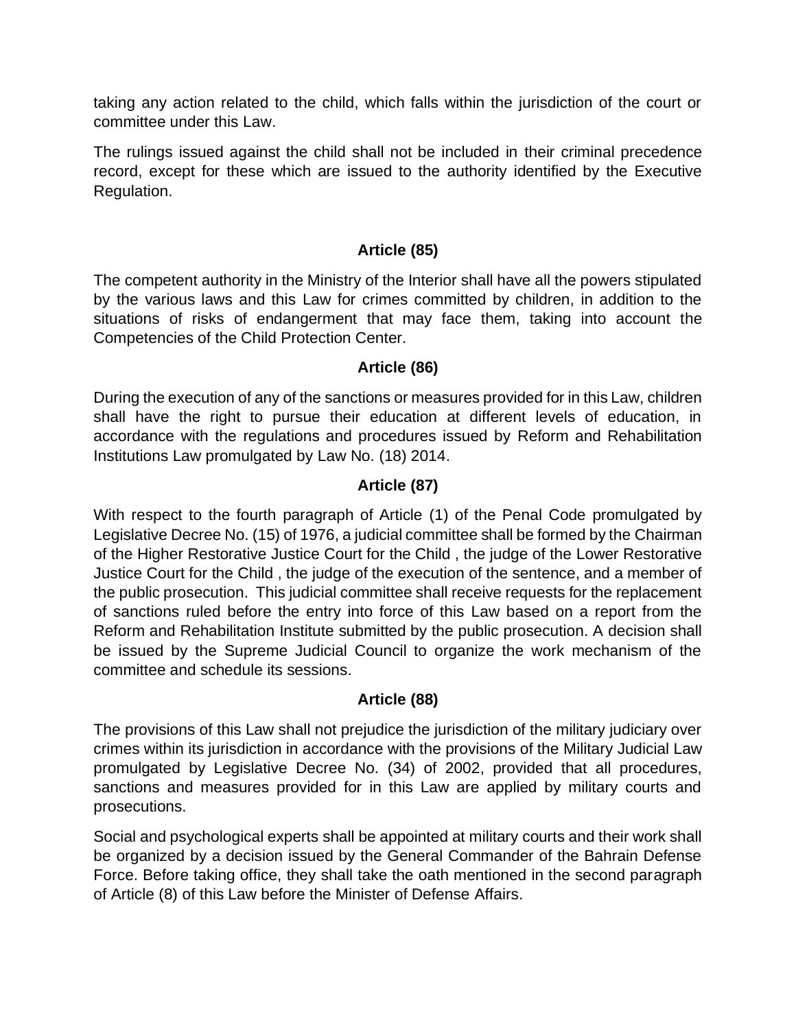taking any action related to the child, which falls within the jurisdiction of the court or committee under this Law.

The rulings issued against the child shall not be included in their criminal precedence record, except for these which are issued to the authority identified by the Executive Regulation.

**Article (85)**

The competent authority in the Ministry of the Interior shall have all the powers stipulated by the various laws and this Law for crimes committed by children, in addition to the situations of risks of endangerment that may face them, taking into account the Competencies of the Child Protection Center.

**Article (86)**

During the execution of any of the sanctions or measures provided for in this Law, children shall have the right to pursue their education at different levels of education, in accordance with the regulations and procedures issued by Reform and Rehabilitation Institutions Law promulgated by Law No. (18) 2014.

**Article (87)**

With respect to the fourth paragraph of Article (1) of the Penal Code promulgated by Legislative Decree No. (15) of 1976, a judicial committee shall be formed by the Chairman of the Higher Restorative Justice Court for the Child , the judge of the Lower Restorative Justice Court for the Child , the judge of the execution of the sentence, and a member of the public prosecution. This judicial committee shall receive requests for the replacement of sanctions ruled before the entry into force of this Law based on a report from the Reform and Rehabilitation Institute submitted by the public prosecution. A decision shall be issued by the Supreme Judicial Council to organize the work mechanism of the committee and schedule its sessions.

**Article (88)**

The provisions of this Law shall not prejudice the jurisdiction of the military judiciary over crimes within its jurisdiction in accordance with the provisions of the Military Judicial Law promulgated by Legislative Decree No. (34) of 2002, provided that all procedures, sanctions and measures provided for in this Law are applied by military courts and prosecutions.

Social and psychological experts shall be appointed at military courts and their work shall be organized by a decision issued by the General Commander of the Bahrain Defense Force. Before taking office, they shall take the oath mentioned in the second paragraph of Article (8) of this Law before the Minister of Defense Affairs.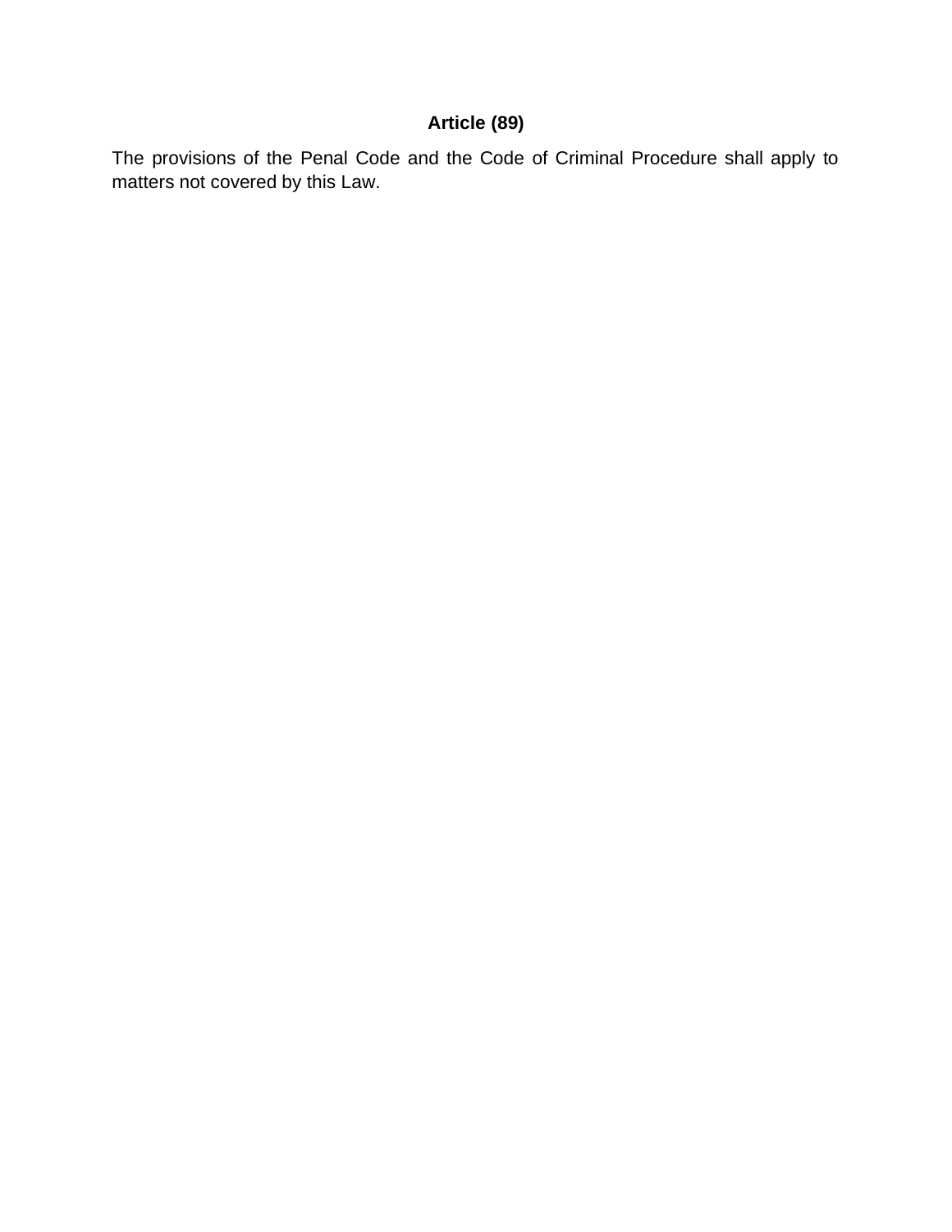### Article (89)

The provisions of the Penal Code and the Code of Criminal Procedure shall apply to matters not covered by this Law.